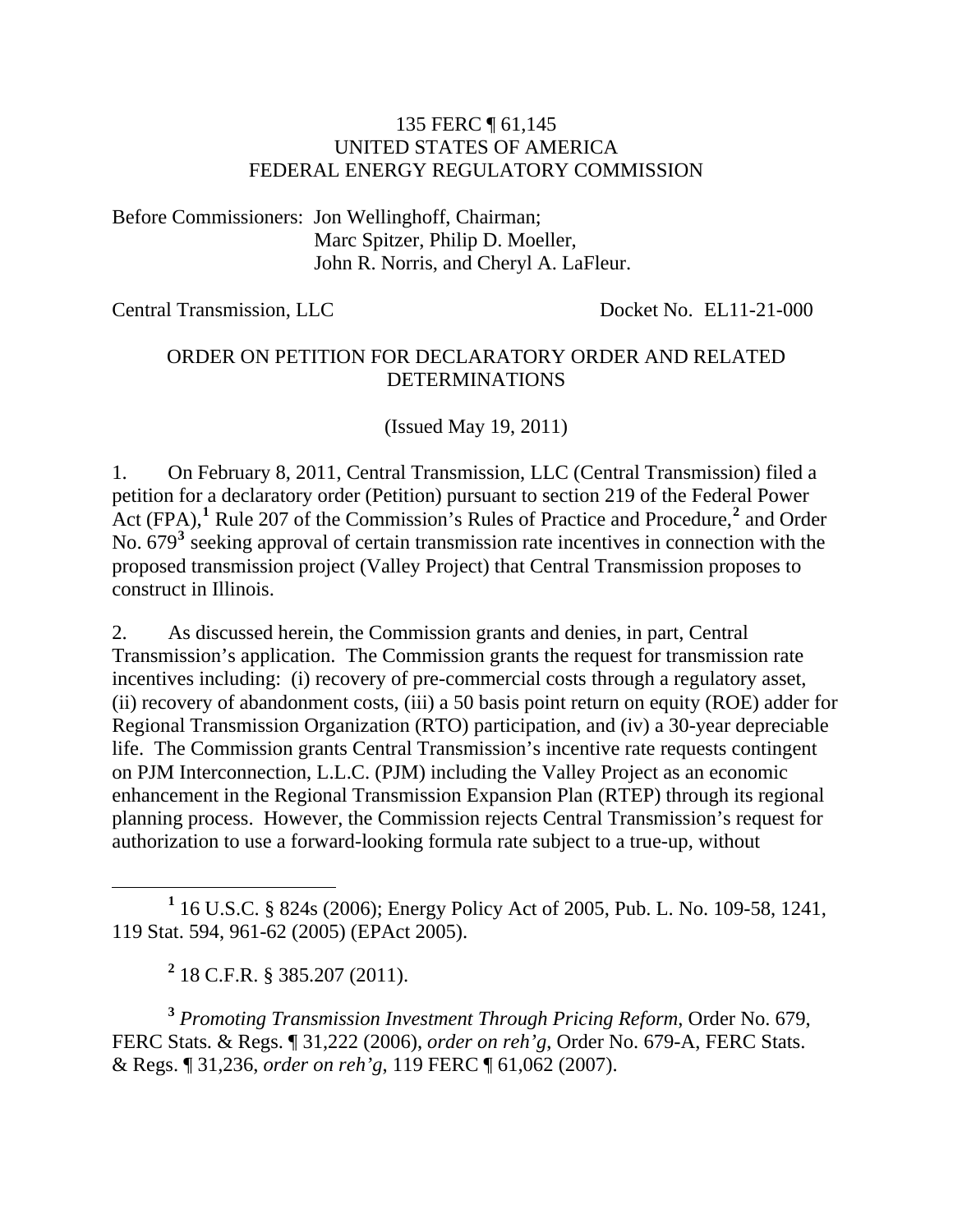135 FERC ¶ 61,145
UNITED STATES OF AMERICA
FEDERAL ENERGY REGULATORY COMMISSION

Before Commissioners: Jon Wellinghoff, Chairman;
Marc Spitzer, Philip D. Moeller,
John R. Norris, and Cheryl A. LaFleur.

Central Transmission, LLC Docket No. EL11-21-000

ORDER ON PETITION FOR DECLARATORY ORDER AND RELATED DETERMINATIONS

(Issued May 19, 2011)

1. On February 8, 2011, Central Transmission, LLC (Central Transmission) filed a petition for a declaratory order (Petition) pursuant to section 219 of the Federal Power Act (FPA),[1] Rule 207 of the Commission's Rules of Practice and Procedure,[2] and Order No. 679[3] seeking approval of certain transmission rate incentives in connection with the proposed transmission project (Valley Project) that Central Transmission proposes to construct in Illinois.

2. As discussed herein, the Commission grants and denies, in part, Central Transmission's application. The Commission grants the request for transmission rate incentives including: (i) recovery of pre-commercial costs through a regulatory asset, (ii) recovery of abandonment costs, (iii) a 50 basis point return on equity (ROE) adder for Regional Transmission Organization (RTO) participation, and (iv) a 30-year depreciable life. The Commission grants Central Transmission's incentive rate requests contingent on PJM Interconnection, L.L.C. (PJM) including the Valley Project as an economic enhancement in the Regional Transmission Expansion Plan (RTEP) through its regional planning process. However, the Commission rejects Central Transmission's request for authorization to use a forward-looking formula rate subject to a true-up, without

[1] 16 U.S.C. § 824s (2006); Energy Policy Act of 2005, Pub. L. No. 109-58, 1241, 119 Stat. 594, 961-62 (2005) (EPAct 2005).

[2] 18 C.F.R. § 385.207 (2011).

[3] *Promoting Transmission Investment Through Pricing Reform*, Order No. 679, FERC Stats. & Regs. ¶ 31,222 (2006), *order on reh'g*, Order No. 679-A, FERC Stats. & Regs. ¶ 31,236, *order on reh'g*, 119 FERC ¶ 61,062 (2007).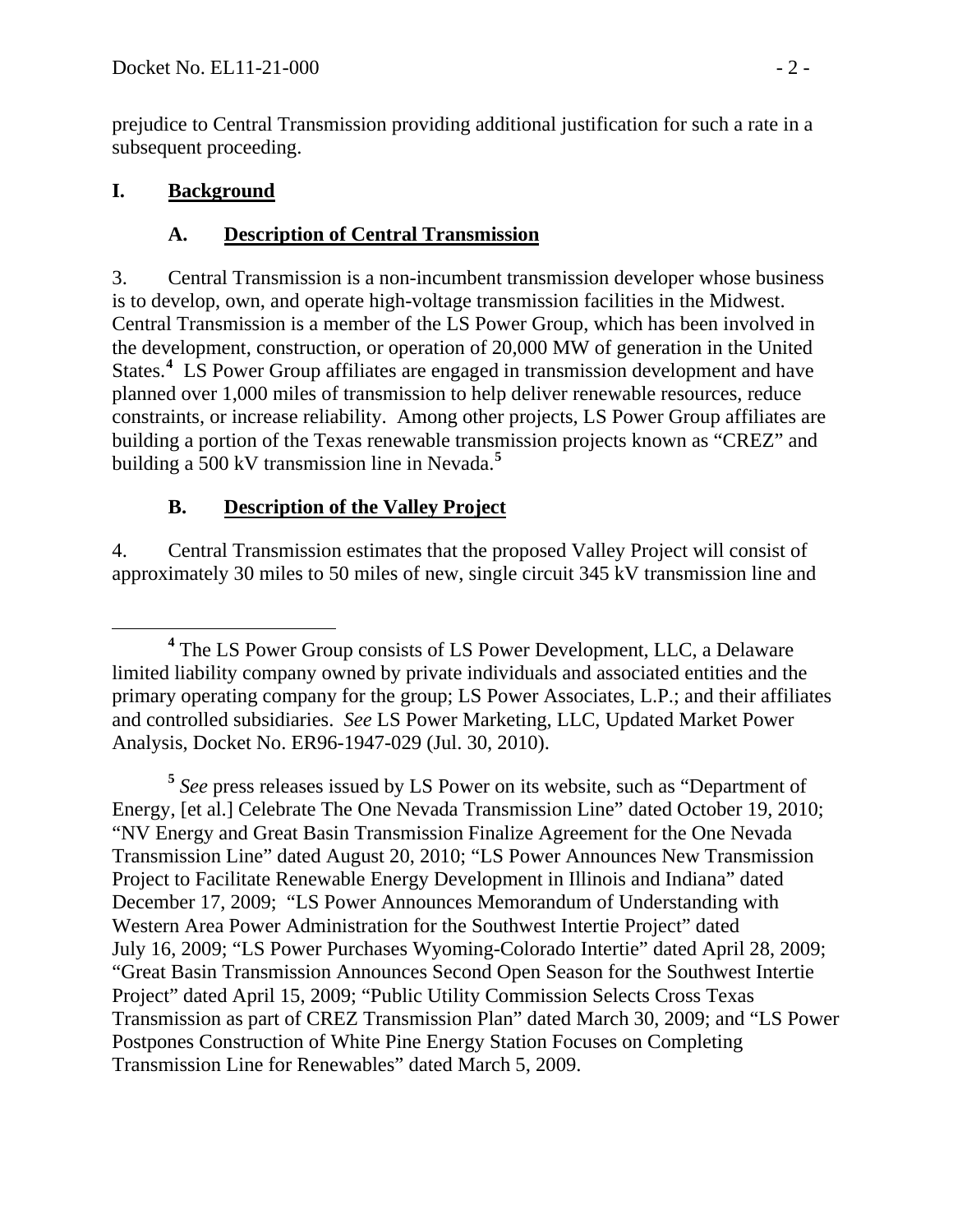prejudice to Central Transmission providing additional justification for such a rate in a subsequent proceeding.

## I. Background

### A. Description of Central Transmission

3. Central Transmission is a non-incumbent transmission developer whose business is to develop, own, and operate high-voltage transmission facilities in the Midwest. Central Transmission is a member of the LS Power Group, which has been involved in the development, construction, or operation of 20,000 MW of generation in the United States.[4] LS Power Group affiliates are engaged in transmission development and have planned over 1,000 miles of transmission to help deliver renewable resources, reduce constraints, or increase reliability. Among other projects, LS Power Group affiliates are building a portion of the Texas renewable transmission projects known as "CREZ" and building a 500 kV transmission line in Nevada.[5]

### B. Description of the Valley Project

4. Central Transmission estimates that the proposed Valley Project will consist of approximately 30 miles to 50 miles of new, single circuit 345 kV transmission line and

---

[4] The LS Power Group consists of LS Power Development, LLC, a Delaware limited liability company owned by private individuals and associated entities and the primary operating company for the group; LS Power Associates, L.P.; and their affiliates and controlled subsidiaries. *See* LS Power Marketing, LLC, Updated Market Power Analysis, Docket No. ER96-1947-029 (Jul. 30, 2010).

[5] *See* press releases issued by LS Power on its website, such as "Department of Energy, [et al.] Celebrate The One Nevada Transmission Line" dated October 19, 2010; "NV Energy and Great Basin Transmission Finalize Agreement for the One Nevada Transmission Line" dated August 20, 2010; "LS Power Announces New Transmission Project to Facilitate Renewable Energy Development in Illinois and Indiana" dated December 17, 2009; "LS Power Announces Memorandum of Understanding with Western Area Power Administration for the Southwest Intertie Project" dated July 16, 2009; "LS Power Purchases Wyoming-Colorado Intertie" dated April 28, 2009; "Great Basin Transmission Announces Second Open Season for the Southwest Intertie Project" dated April 15, 2009; "Public Utility Commission Selects Cross Texas Transmission as part of CREZ Transmission Plan" dated March 30, 2009; and "LS Power Postpones Construction of White Pine Energy Station Focuses on Completing Transmission Line for Renewables" dated March 5, 2009.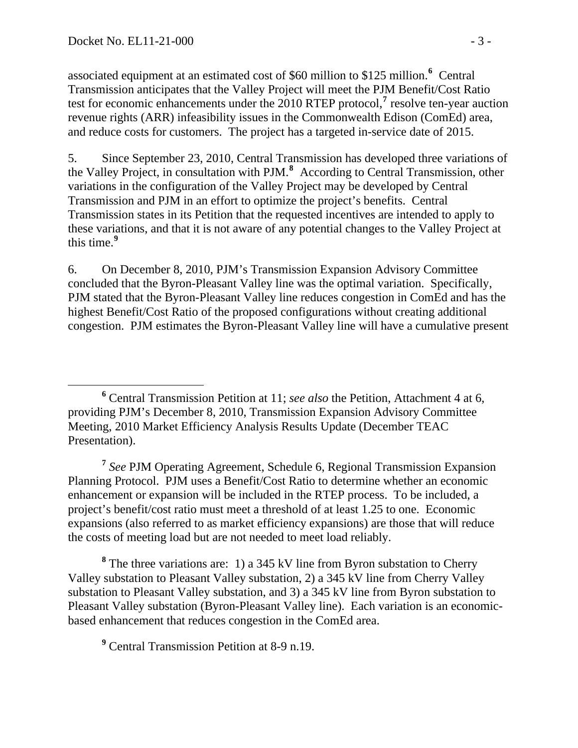associated equipment at an estimated cost of $60 million to $125 million.[6] Central Transmission anticipates that the Valley Project will meet the PJM Benefit/Cost Ratio test for economic enhancements under the 2010 RTEP protocol,[7] resolve ten-year auction revenue rights (ARR) infeasibility issues in the Commonwealth Edison (ComEd) area, and reduce costs for customers. The project has a targeted in-service date of 2015.

5. Since September 23, 2010, Central Transmission has developed three variations of the Valley Project, in consultation with PJM.[8] According to Central Transmission, other variations in the configuration of the Valley Project may be developed by Central Transmission and PJM in an effort to optimize the project's benefits. Central Transmission states in its Petition that the requested incentives are intended to apply to these variations, and that it is not aware of any potential changes to the Valley Project at this time.[9]

6. On December 8, 2010, PJM's Transmission Expansion Advisory Committee concluded that the Byron-Pleasant Valley line was the optimal variation. Specifically, PJM stated that the Byron-Pleasant Valley line reduces congestion in ComEd and has the highest Benefit/Cost Ratio of the proposed configurations without creating additional congestion. PJM estimates the Byron-Pleasant Valley line will have a cumulative present

---

[6] Central Transmission Petition at 11; *see also* the Petition, Attachment 4 at 6, providing PJM's December 8, 2010, Transmission Expansion Advisory Committee Meeting, 2010 Market Efficiency Analysis Results Update (December TEAC Presentation).

[7] *See* PJM Operating Agreement, Schedule 6, Regional Transmission Expansion Planning Protocol. PJM uses a Benefit/Cost Ratio to determine whether an economic enhancement or expansion will be included in the RTEP process. To be included, a project's benefit/cost ratio must meet a threshold of at least 1.25 to one. Economic expansions (also referred to as market efficiency expansions) are those that will reduce the costs of meeting load but are not needed to meet load reliably.

[8] The three variations are: 1) a 345 kV line from Byron substation to Cherry Valley substation to Pleasant Valley substation, 2) a 345 kV line from Cherry Valley substation to Pleasant Valley substation, and 3) a 345 kV line from Byron substation to Pleasant Valley substation (Byron-Pleasant Valley line). Each variation is an economic-based enhancement that reduces congestion in the ComEd area.

[9] Central Transmission Petition at 8-9 n.19.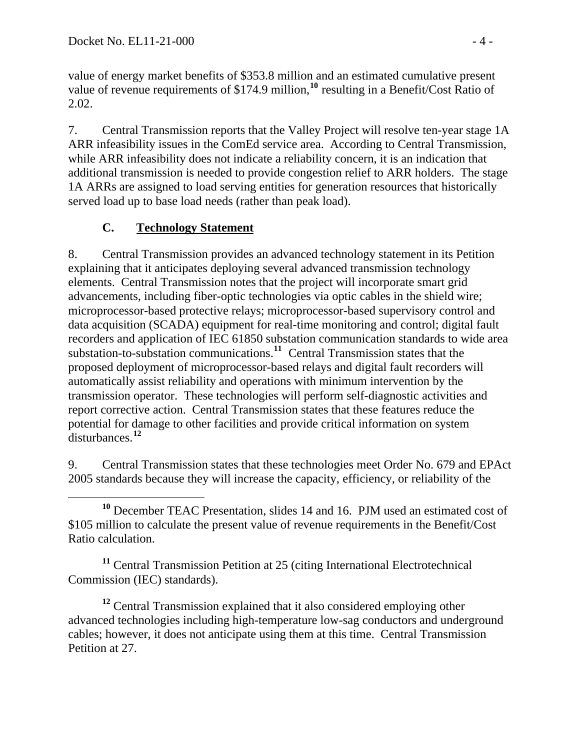value of energy market benefits of $353.8 million and an estimated cumulative present value of revenue requirements of $174.9 million,[10] resulting in a Benefit/Cost Ratio of 2.02.

7. Central Transmission reports that the Valley Project will resolve ten-year stage 1A ARR infeasibility issues in the ComEd service area. According to Central Transmission, while ARR infeasibility does not indicate a reliability concern, it is an indication that additional transmission is needed to provide congestion relief to ARR holders. The stage 1A ARRs are assigned to load serving entities for generation resources that historically served load up to base load needs (rather than peak load).

### C. Technology Statement

8. Central Transmission provides an advanced technology statement in its Petition explaining that it anticipates deploying several advanced transmission technology elements. Central Transmission notes that the project will incorporate smart grid advancements, including fiber-optic technologies via optic cables in the shield wire; microprocessor-based protective relays; microprocessor-based supervisory control and data acquisition (SCADA) equipment for real-time monitoring and control; digital fault recorders and application of IEC 61850 substation communication standards to wide area substation-to-substation communications.[11] Central Transmission states that the proposed deployment of microprocessor-based relays and digital fault recorders will automatically assist reliability and operations with minimum intervention by the transmission operator. These technologies will perform self-diagnostic activities and report corrective action. Central Transmission states that these features reduce the potential for damage to other facilities and provide critical information on system disturbances.[12]

9. Central Transmission states that these technologies meet Order No. 679 and EPAct 2005 standards because they will increase the capacity, efficiency, or reliability of the

---

[10] December TEAC Presentation, slides 14 and 16. PJM used an estimated cost of $105 million to calculate the present value of revenue requirements in the Benefit/Cost Ratio calculation.

[11] Central Transmission Petition at 25 (citing International Electrotechnical Commission (IEC) standards).

[12] Central Transmission explained that it also considered employing other advanced technologies including high-temperature low-sag conductors and underground cables; however, it does not anticipate using them at this time. Central Transmission Petition at 27.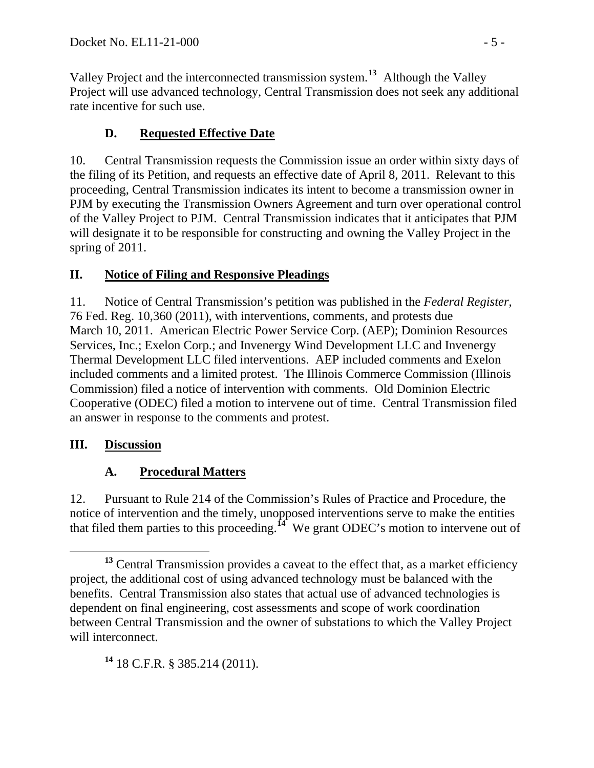Valley Project and the interconnected transmission system.[13] Although the Valley Project will use advanced technology, Central Transmission does not seek any additional rate incentive for such use.

### D. Requested Effective Date

10. Central Transmission requests the Commission issue an order within sixty days of the filing of its Petition, and requests an effective date of April 8, 2011. Relevant to this proceeding, Central Transmission indicates its intent to become a transmission owner in PJM by executing the Transmission Owners Agreement and turn over operational control of the Valley Project to PJM. Central Transmission indicates that it anticipates that PJM will designate it to be responsible for constructing and owning the Valley Project in the spring of 2011.

## II. Notice of Filing and Responsive Pleadings

11. Notice of Central Transmission's petition was published in the *Federal Register*, 76 Fed. Reg. 10,360 (2011), with interventions, comments, and protests due March 10, 2011. American Electric Power Service Corp. (AEP); Dominion Resources Services, Inc.; Exelon Corp.; and Invenergy Wind Development LLC and Invenergy Thermal Development LLC filed interventions. AEP included comments and Exelon included comments and a limited protest. The Illinois Commerce Commission (Illinois Commission) filed a notice of intervention with comments. Old Dominion Electric Cooperative (ODEC) filed a motion to intervene out of time. Central Transmission filed an answer in response to the comments and protest.

## III. Discussion

### A. Procedural Matters

12. Pursuant to Rule 214 of the Commission's Rules of Practice and Procedure, the notice of intervention and the timely, unopposed interventions serve to make the entities that filed them parties to this proceeding.[14] We grant ODEC's motion to intervene out of

---

[13] Central Transmission provides a caveat to the effect that, as a market efficiency project, the additional cost of using advanced technology must be balanced with the benefits. Central Transmission also states that actual use of advanced technologies is dependent on final engineering, cost assessments and scope of work coordination between Central Transmission and the owner of substations to which the Valley Project will interconnect.

[14] 18 C.F.R. § 385.214 (2011).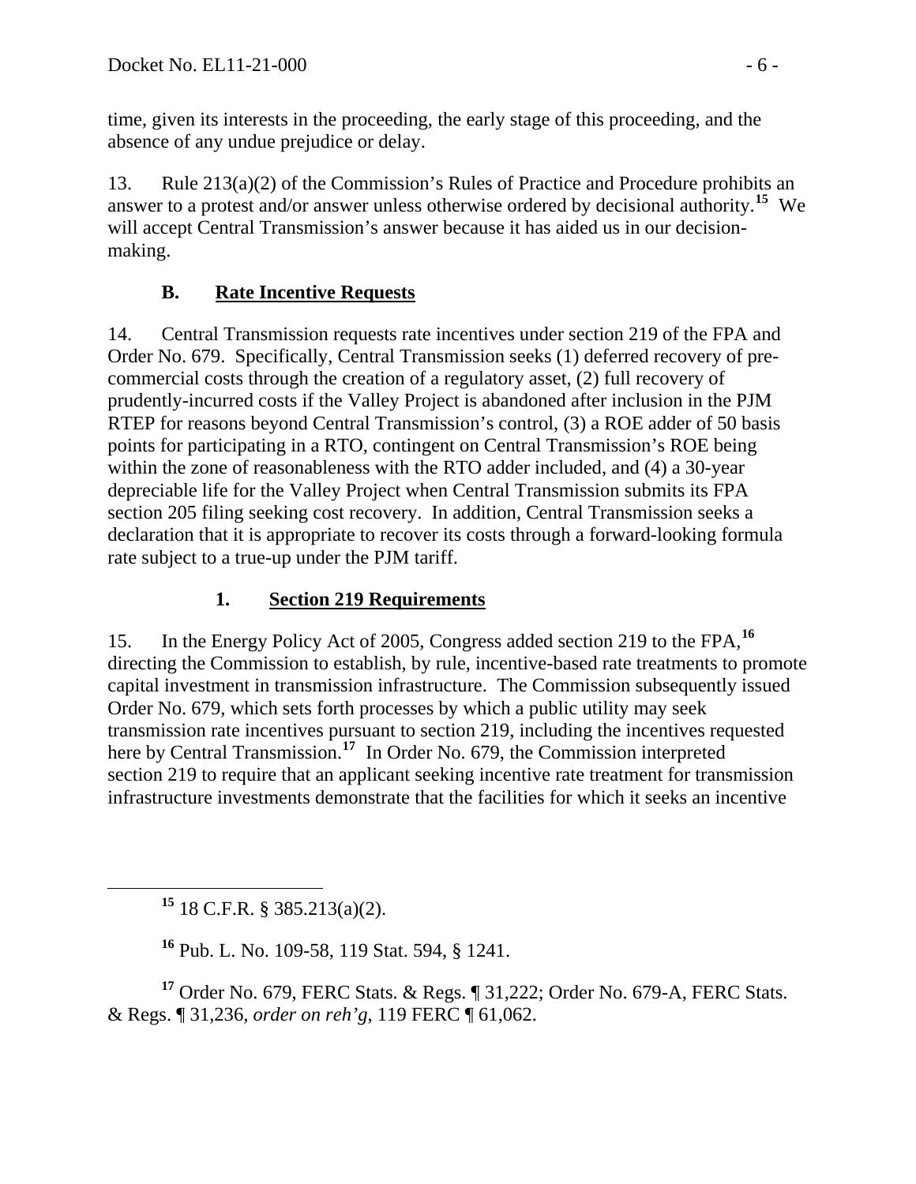time, given its interests in the proceeding, the early stage of this proceeding, and the absence of any undue prejudice or delay.

13. Rule 213(a)(2) of the Commission's Rules of Practice and Procedure prohibits an answer to a protest and/or answer unless otherwise ordered by decisional authority.[15] We will accept Central Transmission's answer because it has aided us in our decision-making.

### B. Rate Incentive Requests

14. Central Transmission requests rate incentives under section 219 of the FPA and Order No. 679. Specifically, Central Transmission seeks (1) deferred recovery of pre-commercial costs through the creation of a regulatory asset, (2) full recovery of prudently-incurred costs if the Valley Project is abandoned after inclusion in the PJM RTEP for reasons beyond Central Transmission's control, (3) a ROE adder of 50 basis points for participating in a RTO, contingent on Central Transmission's ROE being within the zone of reasonableness with the RTO adder included, and (4) a 30-year depreciable life for the Valley Project when Central Transmission submits its FPA section 205 filing seeking cost recovery. In addition, Central Transmission seeks a declaration that it is appropriate to recover its costs through a forward-looking formula rate subject to a true-up under the PJM tariff.

#### 1. Section 219 Requirements

15. In the Energy Policy Act of 2005, Congress added section 219 to the FPA,[16] directing the Commission to establish, by rule, incentive-based rate treatments to promote capital investment in transmission infrastructure. The Commission subsequently issued Order No. 679, which sets forth processes by which a public utility may seek transmission rate incentives pursuant to section 219, including the incentives requested here by Central Transmission.[17] In Order No. 679, the Commission interpreted section 219 to require that an applicant seeking incentive rate treatment for transmission infrastructure investments demonstrate that the facilities for which it seeks an incentive

---

[15] 18 C.F.R. § 385.213(a)(2).

[16] Pub. L. No. 109-58, 119 Stat. 594, § 1241.

[17] Order No. 679, FERC Stats. & Regs. ¶ 31,222; Order No. 679-A, FERC Stats. & Regs. ¶ 31,236, *order on reh'g*, 119 FERC ¶ 61,062.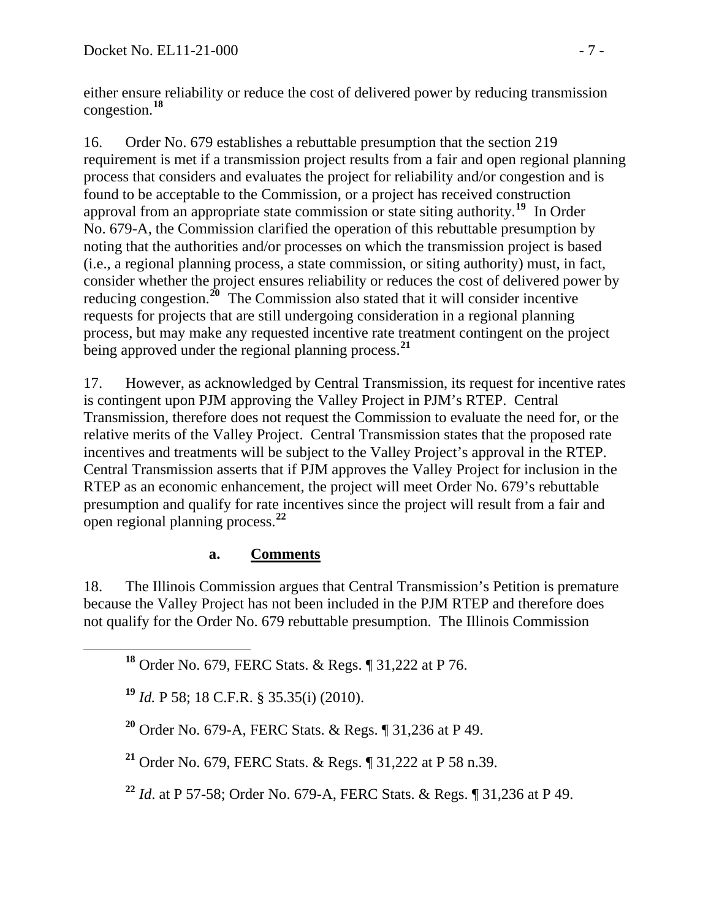either ensure reliability or reduce the cost of delivered power by reducing transmission congestion.[18]

16. Order No. 679 establishes a rebuttable presumption that the section 219 requirement is met if a transmission project results from a fair and open regional planning process that considers and evaluates the project for reliability and/or congestion and is found to be acceptable to the Commission, or a project has received construction approval from an appropriate state commission or state siting authority.[19] In Order No. 679-A, the Commission clarified the operation of this rebuttable presumption by noting that the authorities and/or processes on which the transmission project is based (i.e., a regional planning process, a state commission, or siting authority) must, in fact, consider whether the project ensures reliability or reduces the cost of delivered power by reducing congestion.[20] The Commission also stated that it will consider incentive requests for projects that are still undergoing consideration in a regional planning process, but may make any requested incentive rate treatment contingent on the project being approved under the regional planning process.[21]

17. However, as acknowledged by Central Transmission, its request for incentive rates is contingent upon PJM approving the Valley Project in PJM's RTEP. Central Transmission, therefore does not request the Commission to evaluate the need for, or the relative merits of the Valley Project. Central Transmission states that the proposed rate incentives and treatments will be subject to the Valley Project's approval in the RTEP. Central Transmission asserts that if PJM approves the Valley Project for inclusion in the RTEP as an economic enhancement, the project will meet Order No. 679's rebuttable presumption and qualify for rate incentives since the project will result from a fair and open regional planning process.[22]

### a. **Comments**

18. The Illinois Commission argues that Central Transmission's Petition is premature because the Valley Project has not been included in the PJM RTEP and therefore does not qualify for the Order No. 679 rebuttable presumption. The Illinois Commission

---

[18] Order No. 679, FERC Stats. & Regs. ¶ 31,222 at P 76.

[19] *Id.* P 58; 18 C.F.R. § 35.35(i) (2010).

[20] Order No. 679-A, FERC Stats. & Regs. ¶ 31,236 at P 49.

[21] Order No. 679, FERC Stats. & Regs. ¶ 31,222 at P 58 n.39.

[22] *Id*. at P 57-58; Order No. 679-A, FERC Stats. & Regs. ¶ 31,236 at P 49.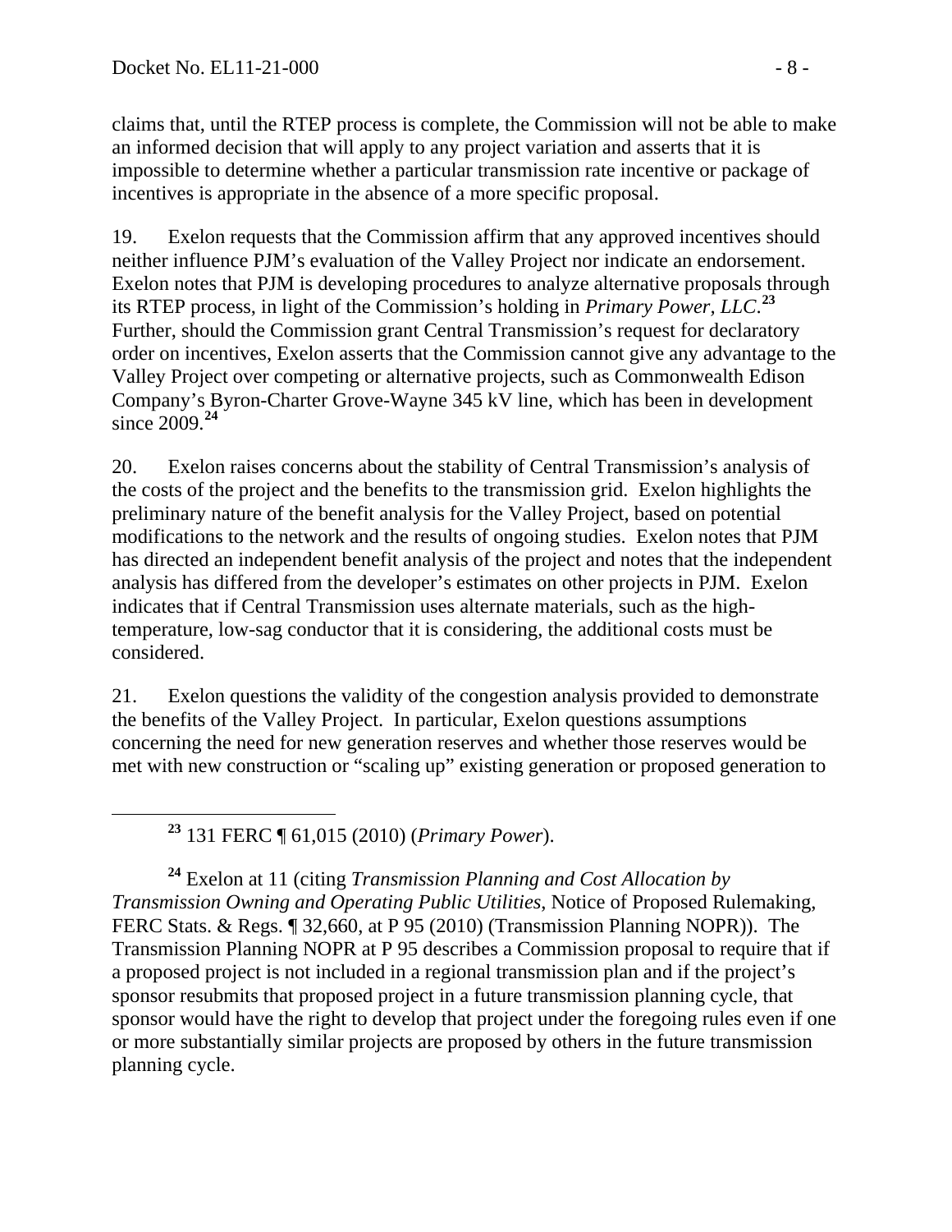claims that, until the RTEP process is complete, the Commission will not be able to make an informed decision that will apply to any project variation and asserts that it is impossible to determine whether a particular transmission rate incentive or package of incentives is appropriate in the absence of a more specific proposal.

19. Exelon requests that the Commission affirm that any approved incentives should neither influence PJM's evaluation of the Valley Project nor indicate an endorsement. Exelon notes that PJM is developing procedures to analyze alternative proposals through its RTEP process, in light of the Commission's holding in *Primary Power, LLC*.[23] Further, should the Commission grant Central Transmission's request for declaratory order on incentives, Exelon asserts that the Commission cannot give any advantage to the Valley Project over competing or alternative projects, such as Commonwealth Edison Company's Byron-Charter Grove-Wayne 345 kV line, which has been in development since 2009.[24]

20. Exelon raises concerns about the stability of Central Transmission's analysis of the costs of the project and the benefits to the transmission grid. Exelon highlights the preliminary nature of the benefit analysis for the Valley Project, based on potential modifications to the network and the results of ongoing studies. Exelon notes that PJM has directed an independent benefit analysis of the project and notes that the independent analysis has differed from the developer's estimates on other projects in PJM. Exelon indicates that if Central Transmission uses alternate materials, such as the high-temperature, low-sag conductor that it is considering, the additional costs must be considered.

21. Exelon questions the validity of the congestion analysis provided to demonstrate the benefits of the Valley Project. In particular, Exelon questions assumptions concerning the need for new generation reserves and whether those reserves would be met with new construction or "scaling up" existing generation or proposed generation to

---

[23] 131 FERC ¶ 61,015 (2010) (*Primary Power*).

[24] Exelon at 11 (citing *Transmission Planning and Cost Allocation by Transmission Owning and Operating Public Utilities*, Notice of Proposed Rulemaking, FERC Stats. & Regs. ¶ 32,660, at P 95 (2010) (Transmission Planning NOPR)). The Transmission Planning NOPR at P 95 describes a Commission proposal to require that if a proposed project is not included in a regional transmission plan and if the project's sponsor resubmits that proposed project in a future transmission planning cycle, that sponsor would have the right to develop that project under the foregoing rules even if one or more substantially similar projects are proposed by others in the future transmission planning cycle.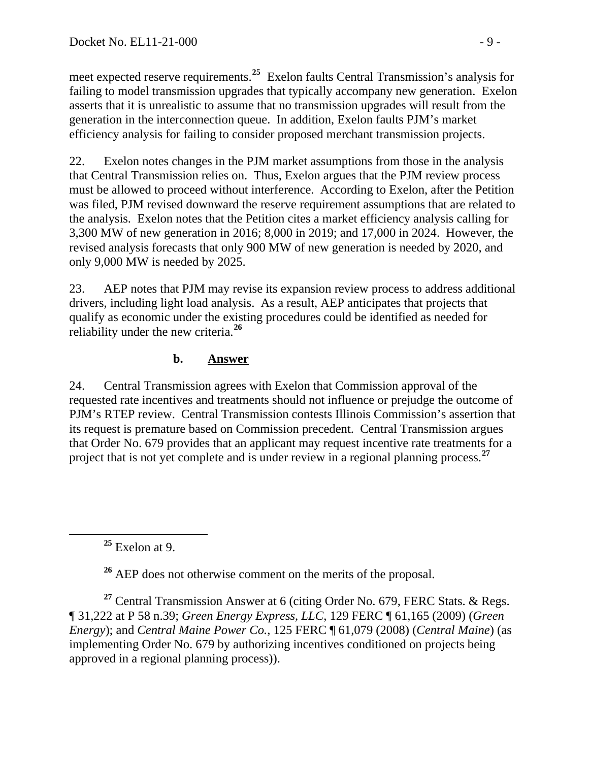meet expected reserve requirements.[25] Exelon faults Central Transmission's analysis for failing to model transmission upgrades that typically accompany new generation. Exelon asserts that it is unrealistic to assume that no transmission upgrades will result from the generation in the interconnection queue. In addition, Exelon faults PJM's market efficiency analysis for failing to consider proposed merchant transmission projects.

22. Exelon notes changes in the PJM market assumptions from those in the analysis that Central Transmission relies on. Thus, Exelon argues that the PJM review process must be allowed to proceed without interference. According to Exelon, after the Petition was filed, PJM revised downward the reserve requirement assumptions that are related to the analysis. Exelon notes that the Petition cites a market efficiency analysis calling for 3,300 MW of new generation in 2016; 8,000 in 2019; and 17,000 in 2024. However, the revised analysis forecasts that only 900 MW of new generation is needed by 2020, and only 9,000 MW is needed by 2025.

23. AEP notes that PJM may revise its expansion review process to address additional drivers, including light load analysis. As a result, AEP anticipates that projects that qualify as economic under the existing procedures could be identified as needed for reliability under the new criteria.[26]

### b. Answer

24. Central Transmission agrees with Exelon that Commission approval of the requested rate incentives and treatments should not influence or prejudge the outcome of PJM's RTEP review. Central Transmission contests Illinois Commission's assertion that its request is premature based on Commission precedent. Central Transmission argues that Order No. 679 provides that an applicant may request incentive rate treatments for a project that is not yet complete and is under review in a regional planning process.[27]

---

[25] Exelon at 9.

[26] AEP does not otherwise comment on the merits of the proposal.

[27] Central Transmission Answer at 6 (citing Order No. 679, FERC Stats. & Regs. ¶ 31,222 at P 58 n.39; *Green Energy Express, LLC*, 129 FERC ¶ 61,165 (2009) (*Green Energy*); and *Central Maine Power Co.*, 125 FERC ¶ 61,079 (2008) (*Central Maine*) (as implementing Order No. 679 by authorizing incentives conditioned on projects being approved in a regional planning process)).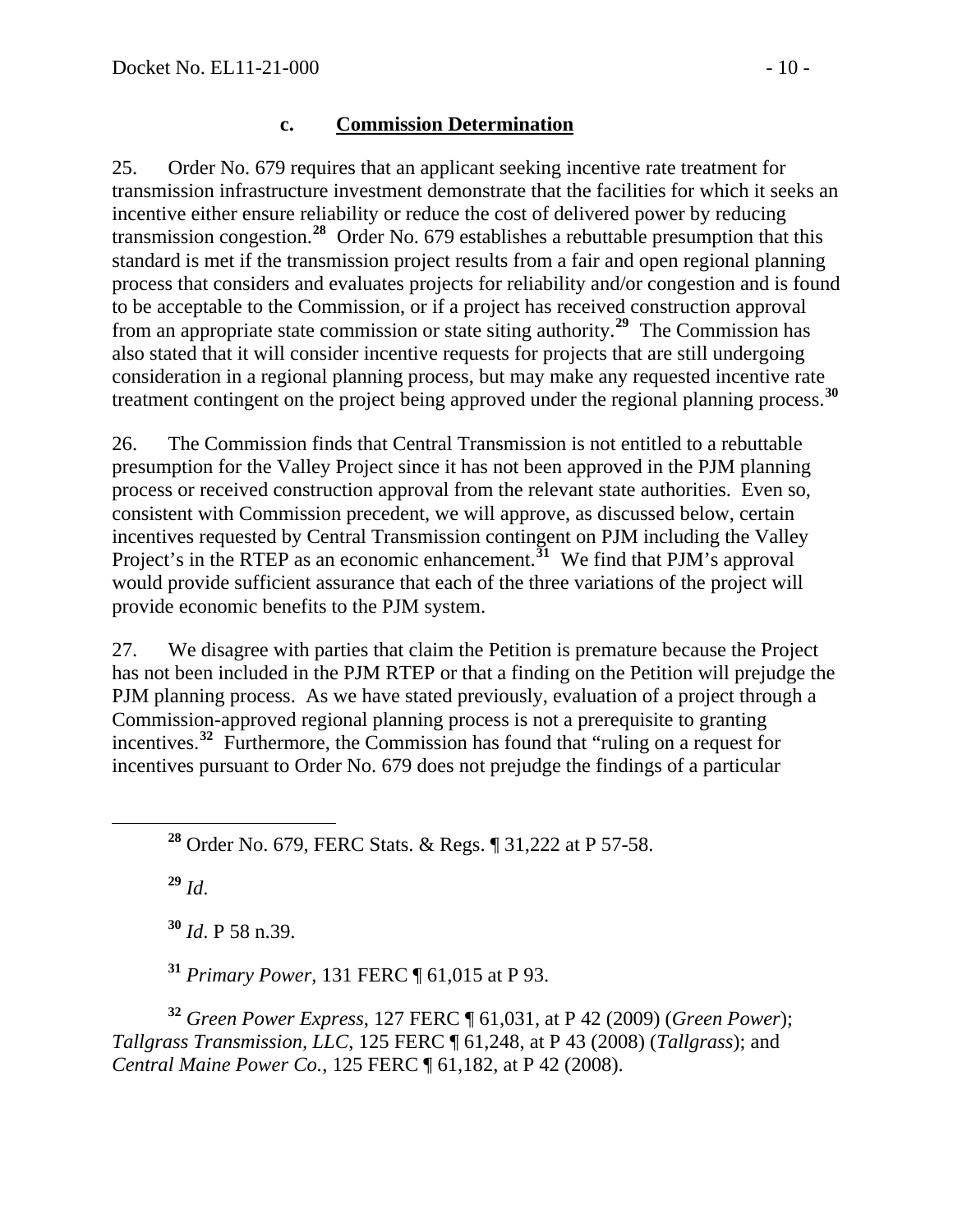### c. Commission Determination

25. Order No. 679 requires that an applicant seeking incentive rate treatment for transmission infrastructure investment demonstrate that the facilities for which it seeks an incentive either ensure reliability or reduce the cost of delivered power by reducing transmission congestion.[28] Order No. 679 establishes a rebuttable presumption that this standard is met if the transmission project results from a fair and open regional planning process that considers and evaluates projects for reliability and/or congestion and is found to be acceptable to the Commission, or if a project has received construction approval from an appropriate state commission or state siting authority.[29] The Commission has also stated that it will consider incentive requests for projects that are still undergoing consideration in a regional planning process, but may make any requested incentive rate treatment contingent on the project being approved under the regional planning process.[30]

26. The Commission finds that Central Transmission is not entitled to a rebuttable presumption for the Valley Project since it has not been approved in the PJM planning process or received construction approval from the relevant state authorities. Even so, consistent with Commission precedent, we will approve, as discussed below, certain incentives requested by Central Transmission contingent on PJM including the Valley Project's in the RTEP as an economic enhancement.[31] We find that PJM's approval would provide sufficient assurance that each of the three variations of the project will provide economic benefits to the PJM system.

27. We disagree with parties that claim the Petition is premature because the Project has not been included in the PJM RTEP or that a finding on the Petition will prejudge the PJM planning process. As we have stated previously, evaluation of a project through a Commission-approved regional planning process is not a prerequisite to granting incentives.[32] Furthermore, the Commission has found that "ruling on a request for incentives pursuant to Order No. 679 does not prejudge the findings of a particular

---

[28] Order No. 679, FERC Stats. & Regs. ¶ 31,222 at P 57-58.

[29] *Id*.

[30] *Id*. P 58 n.39.

[31] *Primary Power*, 131 FERC ¶ 61,015 at P 93.

[32] *Green Power Express*, 127 FERC ¶ 61,031, at P 42 (2009) (*Green Power*); *Tallgrass Transmission, LLC*, 125 FERC ¶ 61,248, at P 43 (2008) (*Tallgrass*); and *Central Maine Power Co.*, 125 FERC ¶ 61,182, at P 42 (2008).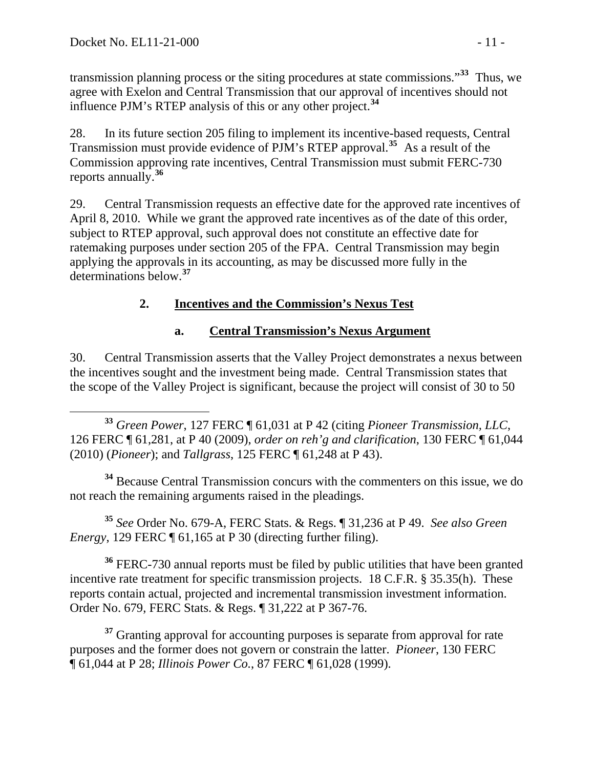transmission planning process or the siting procedures at state commissions."[33] Thus, we agree with Exelon and Central Transmission that our approval of incentives should not influence PJM's RTEP analysis of this or any other project.[34]

28. In its future section 205 filing to implement its incentive-based requests, Central Transmission must provide evidence of PJM's RTEP approval.[35] As a result of the Commission approving rate incentives, Central Transmission must submit FERC-730 reports annually.[36]

29. Central Transmission requests an effective date for the approved rate incentives of April 8, 2010. While we grant the approved rate incentives as of the date of this order, subject to RTEP approval, such approval does not constitute an effective date for ratemaking purposes under section 205 of the FPA. Central Transmission may begin applying the approvals in its accounting, as may be discussed more fully in the determinations below.[37]

### 2. Incentives and the Commission's Nexus Test

#### a. Central Transmission's Nexus Argument

30. Central Transmission asserts that the Valley Project demonstrates a nexus between the incentives sought and the investment being made. Central Transmission states that the scope of the Valley Project is significant, because the project will consist of 30 to 50

---

[33] *Green Power*, 127 FERC ¶ 61,031 at P 42 (citing *Pioneer Transmission, LLC*, 126 FERC ¶ 61,281, at P 40 (2009), *order on reh'g and clarification*, 130 FERC ¶ 61,044 (2010) (*Pioneer*); and *Tallgrass*, 125 FERC ¶ 61,248 at P 43).

[34] Because Central Transmission concurs with the commenters on this issue, we do not reach the remaining arguments raised in the pleadings.

[35] *See* Order No. 679-A, FERC Stats. & Regs. ¶ 31,236 at P 49. *See also Green Energy*, 129 FERC ¶ 61,165 at P 30 (directing further filing).

[36] FERC-730 annual reports must be filed by public utilities that have been granted incentive rate treatment for specific transmission projects. 18 C.F.R. § 35.35(h). These reports contain actual, projected and incremental transmission investment information. Order No. 679, FERC Stats. & Regs. ¶ 31,222 at P 367-76.

[37] Granting approval for accounting purposes is separate from approval for rate purposes and the former does not govern or constrain the latter. *Pioneer*, 130 FERC ¶ 61,044 at P 28; *Illinois Power Co.*, 87 FERC ¶ 61,028 (1999).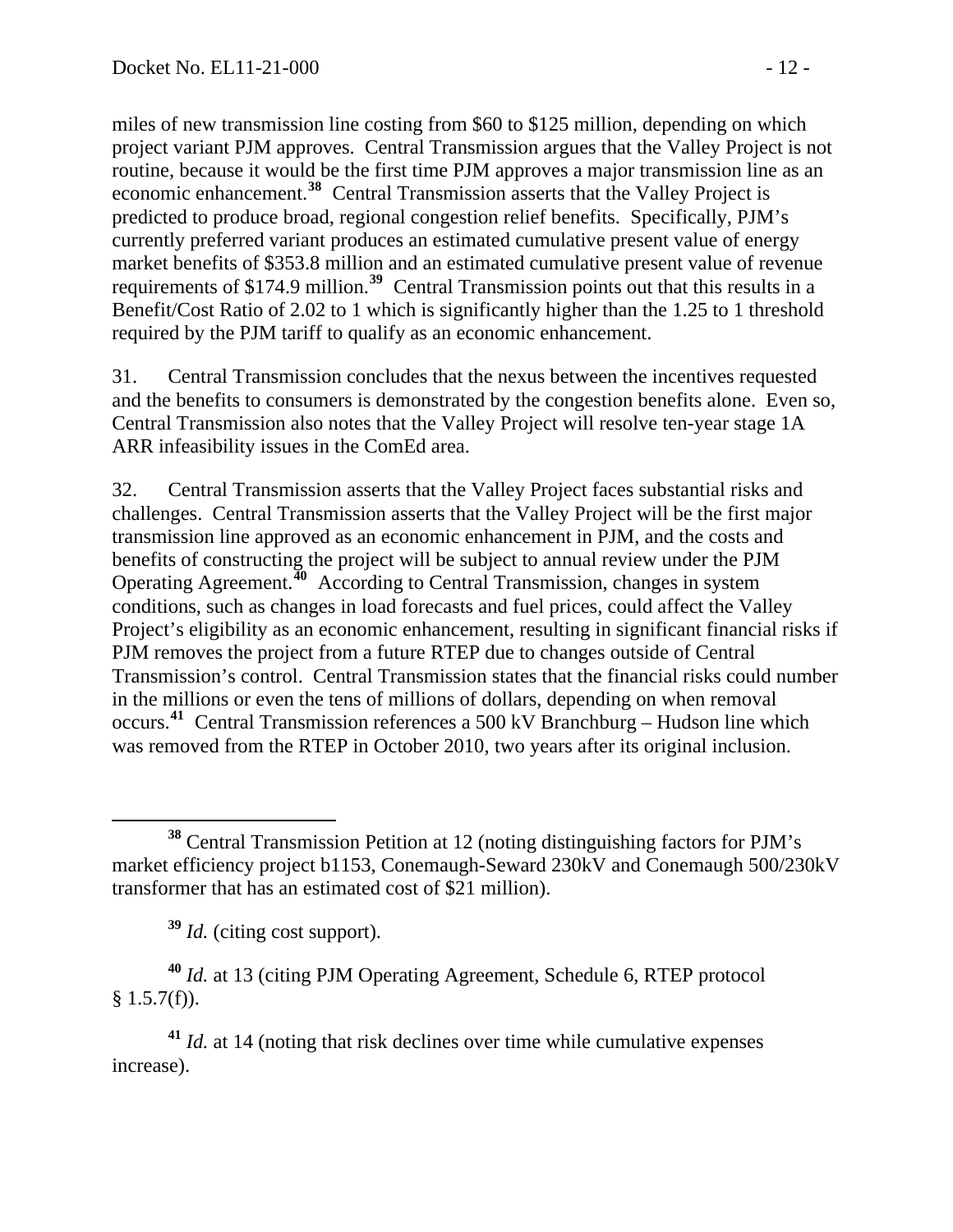miles of new transmission line costing from \$60 to \$125 million, depending on which project variant PJM approves. Central Transmission argues that the Valley Project is not routine, because it would be the first time PJM approves a major transmission line as an economic enhancement.[38] Central Transmission asserts that the Valley Project is predicted to produce broad, regional congestion relief benefits. Specifically, PJM's currently preferred variant produces an estimated cumulative present value of energy market benefits of \$353.8 million and an estimated cumulative present value of revenue requirements of \$174.9 million.[39] Central Transmission points out that this results in a Benefit/Cost Ratio of 2.02 to 1 which is significantly higher than the 1.25 to 1 threshold required by the PJM tariff to qualify as an economic enhancement.

31. Central Transmission concludes that the nexus between the incentives requested and the benefits to consumers is demonstrated by the congestion benefits alone. Even so, Central Transmission also notes that the Valley Project will resolve ten-year stage 1A ARR infeasibility issues in the ComEd area.

32. Central Transmission asserts that the Valley Project faces substantial risks and challenges. Central Transmission asserts that the Valley Project will be the first major transmission line approved as an economic enhancement in PJM, and the costs and benefits of constructing the project will be subject to annual review under the PJM Operating Agreement.[40] According to Central Transmission, changes in system conditions, such as changes in load forecasts and fuel prices, could affect the Valley Project's eligibility as an economic enhancement, resulting in significant financial risks if PJM removes the project from a future RTEP due to changes outside of Central Transmission's control. Central Transmission states that the financial risks could number in the millions or even the tens of millions of dollars, depending on when removal occurs.[41] Central Transmission references a 500 kV Branchburg – Hudson line which was removed from the RTEP in October 2010, two years after its original inclusion.

---

[38] Central Transmission Petition at 12 (noting distinguishing factors for PJM's market efficiency project b1153, Conemaugh-Seward 230kV and Conemaugh 500/230kV transformer that has an estimated cost of \$21 million).

[39] *Id.* (citing cost support).

[40] *Id.* at 13 (citing PJM Operating Agreement, Schedule 6, RTEP protocol § 1.5.7(f)).

[41] *Id.* at 14 (noting that risk declines over time while cumulative expenses increase).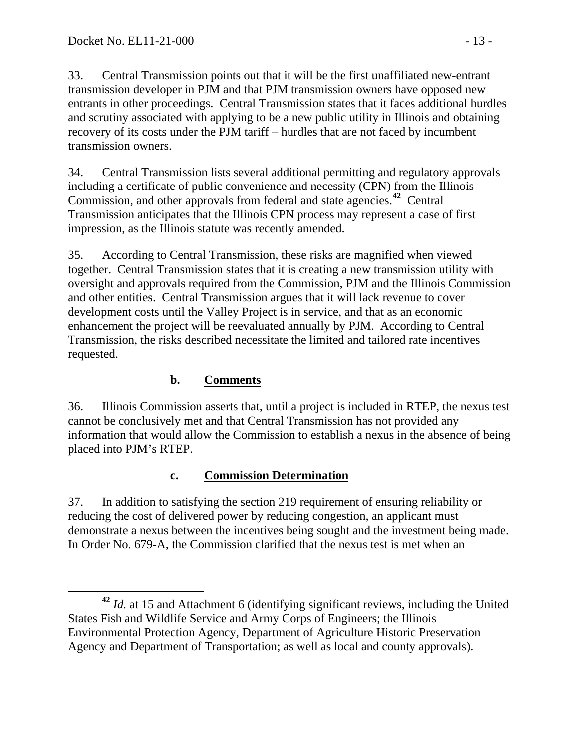33. Central Transmission points out that it will be the first unaffiliated new-entrant transmission developer in PJM and that PJM transmission owners have opposed new entrants in other proceedings. Central Transmission states that it faces additional hurdles and scrutiny associated with applying to be a new public utility in Illinois and obtaining recovery of its costs under the PJM tariff – hurdles that are not faced by incumbent transmission owners.

34. Central Transmission lists several additional permitting and regulatory approvals including a certificate of public convenience and necessity (CPN) from the Illinois Commission, and other approvals from federal and state agencies.[42] Central Transmission anticipates that the Illinois CPN process may represent a case of first impression, as the Illinois statute was recently amended.

35. According to Central Transmission, these risks are magnified when viewed together. Central Transmission states that it is creating a new transmission utility with oversight and approvals required from the Commission, PJM and the Illinois Commission and other entities. Central Transmission argues that it will lack revenue to cover development costs until the Valley Project is in service, and that as an economic enhancement the project will be reevaluated annually by PJM. According to Central Transmission, the risks described necessitate the limited and tailored rate incentives requested.

### b. Comments

36. Illinois Commission asserts that, until a project is included in RTEP, the nexus test cannot be conclusively met and that Central Transmission has not provided any information that would allow the Commission to establish a nexus in the absence of being placed into PJM's RTEP.

### c. Commission Determination

37. In addition to satisfying the section 219 requirement of ensuring reliability or reducing the cost of delivered power by reducing congestion, an applicant must demonstrate a nexus between the incentives being sought and the investment being made. In Order No. 679-A, the Commission clarified that the nexus test is met when an

---

[42] *Id.* at 15 and Attachment 6 (identifying significant reviews, including the United States Fish and Wildlife Service and Army Corps of Engineers; the Illinois Environmental Protection Agency, Department of Agriculture Historic Preservation Agency and Department of Transportation; as well as local and county approvals).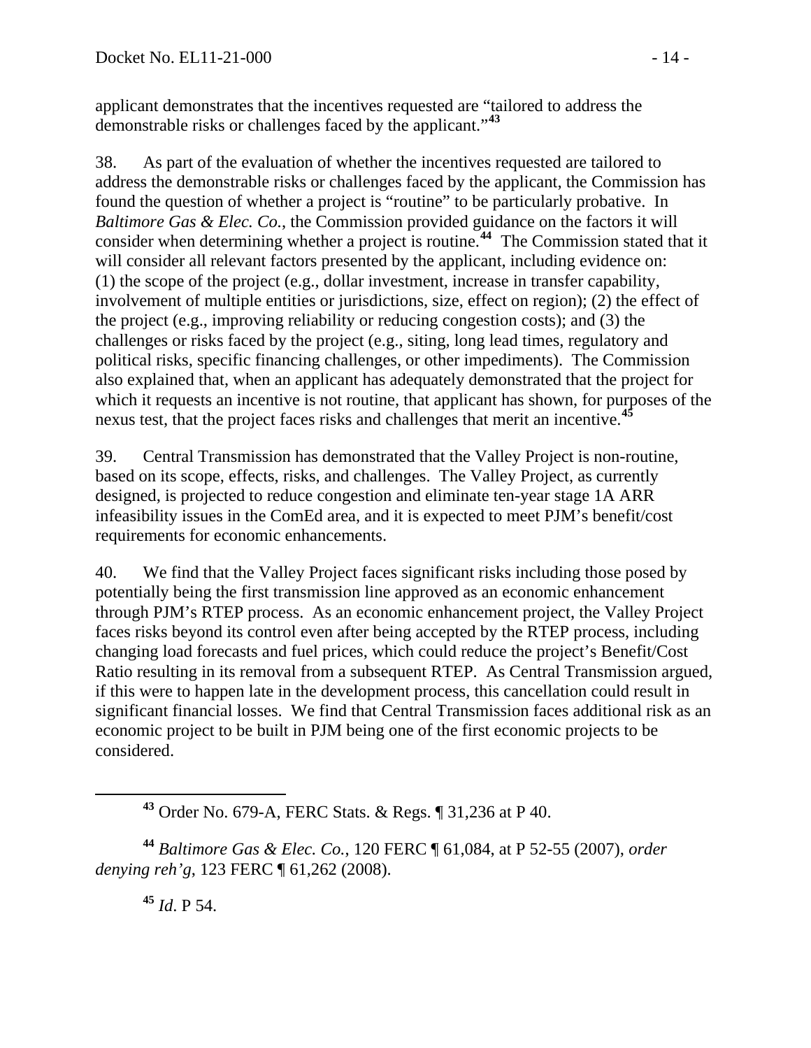applicant demonstrates that the incentives requested are "tailored to address the demonstrable risks or challenges faced by the applicant."[43]

38. As part of the evaluation of whether the incentives requested are tailored to address the demonstrable risks or challenges faced by the applicant, the Commission has found the question of whether a project is "routine" to be particularly probative. In *Baltimore Gas & Elec. Co.*, the Commission provided guidance on the factors it will consider when determining whether a project is routine.[44] The Commission stated that it will consider all relevant factors presented by the applicant, including evidence on: (1) the scope of the project (e.g., dollar investment, increase in transfer capability, involvement of multiple entities or jurisdictions, size, effect on region); (2) the effect of the project (e.g., improving reliability or reducing congestion costs); and (3) the challenges or risks faced by the project (e.g., siting, long lead times, regulatory and political risks, specific financing challenges, or other impediments). The Commission also explained that, when an applicant has adequately demonstrated that the project for which it requests an incentive is not routine, that applicant has shown, for purposes of the nexus test, that the project faces risks and challenges that merit an incentive.[45]

39. Central Transmission has demonstrated that the Valley Project is non-routine, based on its scope, effects, risks, and challenges. The Valley Project, as currently designed, is projected to reduce congestion and eliminate ten-year stage 1A ARR infeasibility issues in the ComEd area, and it is expected to meet PJM's benefit/cost requirements for economic enhancements.

40. We find that the Valley Project faces significant risks including those posed by potentially being the first transmission line approved as an economic enhancement through PJM's RTEP process. As an economic enhancement project, the Valley Project faces risks beyond its control even after being accepted by the RTEP process, including changing load forecasts and fuel prices, which could reduce the project's Benefit/Cost Ratio resulting in its removal from a subsequent RTEP. As Central Transmission argued, if this were to happen late in the development process, this cancellation could result in significant financial losses. We find that Central Transmission faces additional risk as an economic project to be built in PJM being one of the first economic projects to be considered.

---

[43] Order No. 679-A, FERC Stats. & Regs. ¶ 31,236 at P 40.

[44] *Baltimore Gas & Elec. Co.*, 120 FERC ¶ 61,084, at P 52-55 (2007), *order denying reh'g*, 123 FERC ¶ 61,262 (2008).

[45] *Id*. P 54.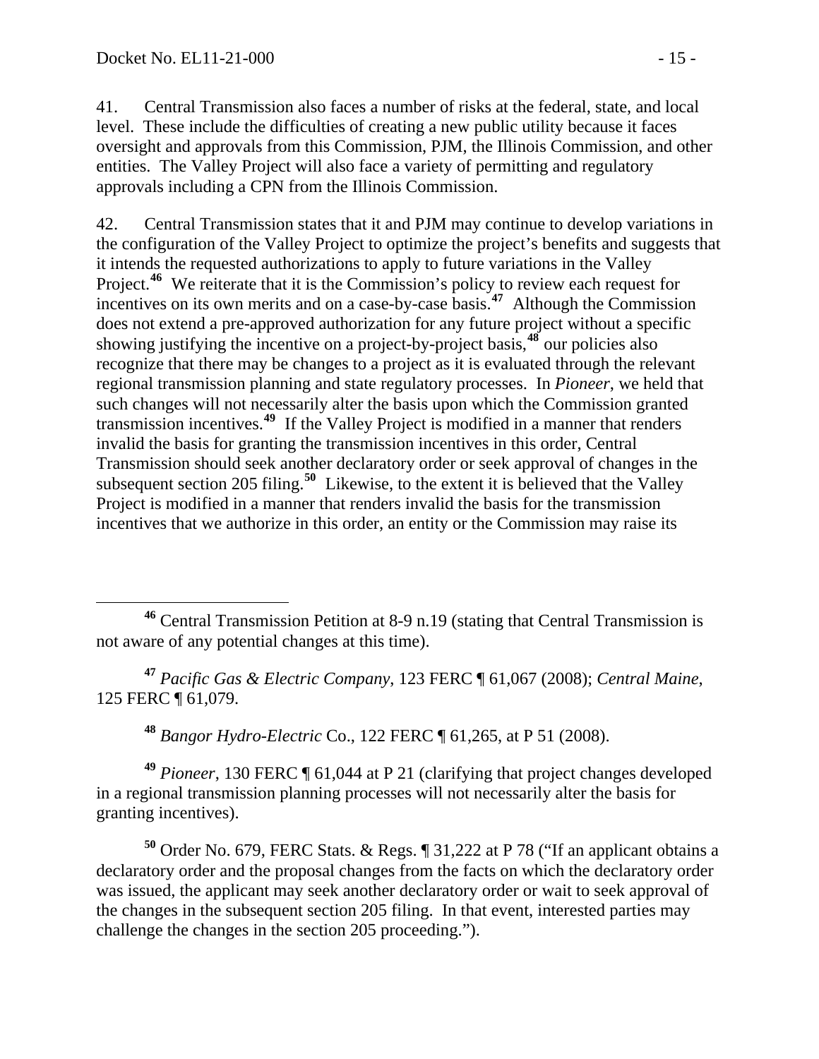41. Central Transmission also faces a number of risks at the federal, state, and local level. These include the difficulties of creating a new public utility because it faces oversight and approvals from this Commission, PJM, the Illinois Commission, and other entities. The Valley Project will also face a variety of permitting and regulatory approvals including a CPN from the Illinois Commission.

42. Central Transmission states that it and PJM may continue to develop variations in the configuration of the Valley Project to optimize the project's benefits and suggests that it intends the requested authorizations to apply to future variations in the Valley Project.[46] We reiterate that it is the Commission's policy to review each request for incentives on its own merits and on a case-by-case basis.[47] Although the Commission does not extend a pre-approved authorization for any future project without a specific showing justifying the incentive on a project-by-project basis,[48] our policies also recognize that there may be changes to a project as it is evaluated through the relevant regional transmission planning and state regulatory processes. In *Pioneer*, we held that such changes will not necessarily alter the basis upon which the Commission granted transmission incentives.[49] If the Valley Project is modified in a manner that renders invalid the basis for granting the transmission incentives in this order, Central Transmission should seek another declaratory order or seek approval of changes in the subsequent section 205 filing.[50] Likewise, to the extent it is believed that the Valley Project is modified in a manner that renders invalid the basis for the transmission incentives that we authorize in this order, an entity or the Commission may raise its

---

[46] Central Transmission Petition at 8-9 n.19 (stating that Central Transmission is not aware of any potential changes at this time).

[47] *Pacific Gas & Electric Company*, 123 FERC ¶ 61,067 (2008); *Central Maine*, 125 FERC ¶ 61,079.

[48] *Bangor Hydro-Electric* Co., 122 FERC ¶ 61,265, at P 51 (2008).

[49] *Pioneer*, 130 FERC ¶ 61,044 at P 21 (clarifying that project changes developed in a regional transmission planning processes will not necessarily alter the basis for granting incentives).

[50] Order No. 679, FERC Stats. & Regs. ¶ 31,222 at P 78 ("If an applicant obtains a declaratory order and the proposal changes from the facts on which the declaratory order was issued, the applicant may seek another declaratory order or wait to seek approval of the changes in the subsequent section 205 filing. In that event, interested parties may challenge the changes in the section 205 proceeding.").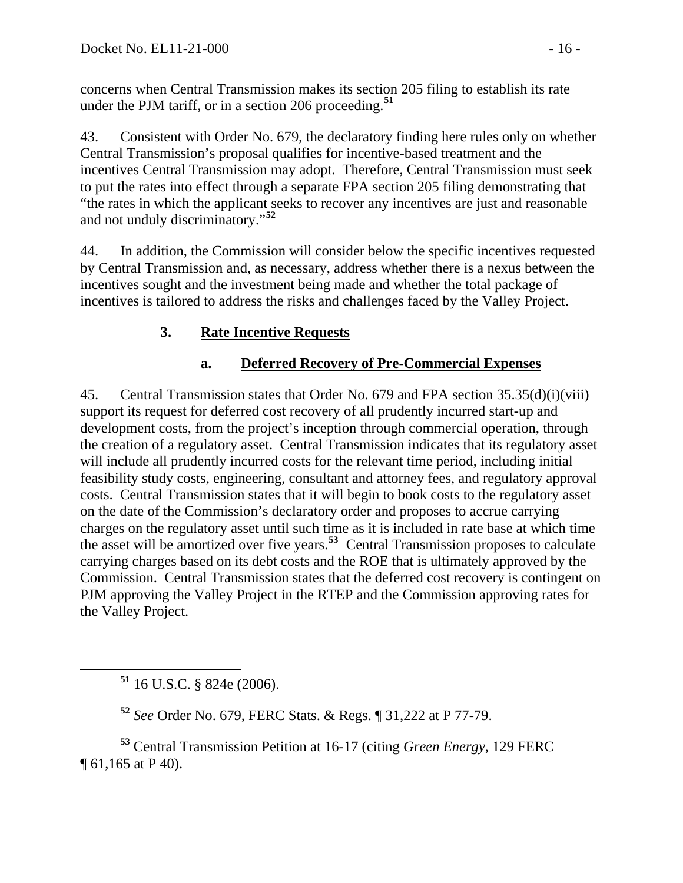concerns when Central Transmission makes its section 205 filing to establish its rate under the PJM tariff, or in a section 206 proceeding.[51]

43. Consistent with Order No. 679, the declaratory finding here rules only on whether Central Transmission's proposal qualifies for incentive-based treatment and the incentives Central Transmission may adopt. Therefore, Central Transmission must seek to put the rates into effect through a separate FPA section 205 filing demonstrating that "the rates in which the applicant seeks to recover any incentives are just and reasonable and not unduly discriminatory."[52]

44. In addition, the Commission will consider below the specific incentives requested by Central Transmission and, as necessary, address whether there is a nexus between the incentives sought and the investment being made and whether the total package of incentives is tailored to address the risks and challenges faced by the Valley Project.

### 3. Rate Incentive Requests

#### a. Deferred Recovery of Pre-Commercial Expenses

45. Central Transmission states that Order No. 679 and FPA section 35.35(d)(i)(viii) support its request for deferred cost recovery of all prudently incurred start-up and development costs, from the project's inception through commercial operation, through the creation of a regulatory asset. Central Transmission indicates that its regulatory asset will include all prudently incurred costs for the relevant time period, including initial feasibility study costs, engineering, consultant and attorney fees, and regulatory approval costs. Central Transmission states that it will begin to book costs to the regulatory asset on the date of the Commission's declaratory order and proposes to accrue carrying charges on the regulatory asset until such time as it is included in rate base at which time the asset will be amortized over five years.[53] Central Transmission proposes to calculate carrying charges based on its debt costs and the ROE that is ultimately approved by the Commission. Central Transmission states that the deferred cost recovery is contingent on PJM approving the Valley Project in the RTEP and the Commission approving rates for the Valley Project.

---

[51] 16 U.S.C. § 824e (2006).

[52] *See* Order No. 679, FERC Stats. & Regs. ¶ 31,222 at P 77-79.

[53] Central Transmission Petition at 16-17 (citing *Green Energy*, 129 FERC ¶ 61,165 at P 40).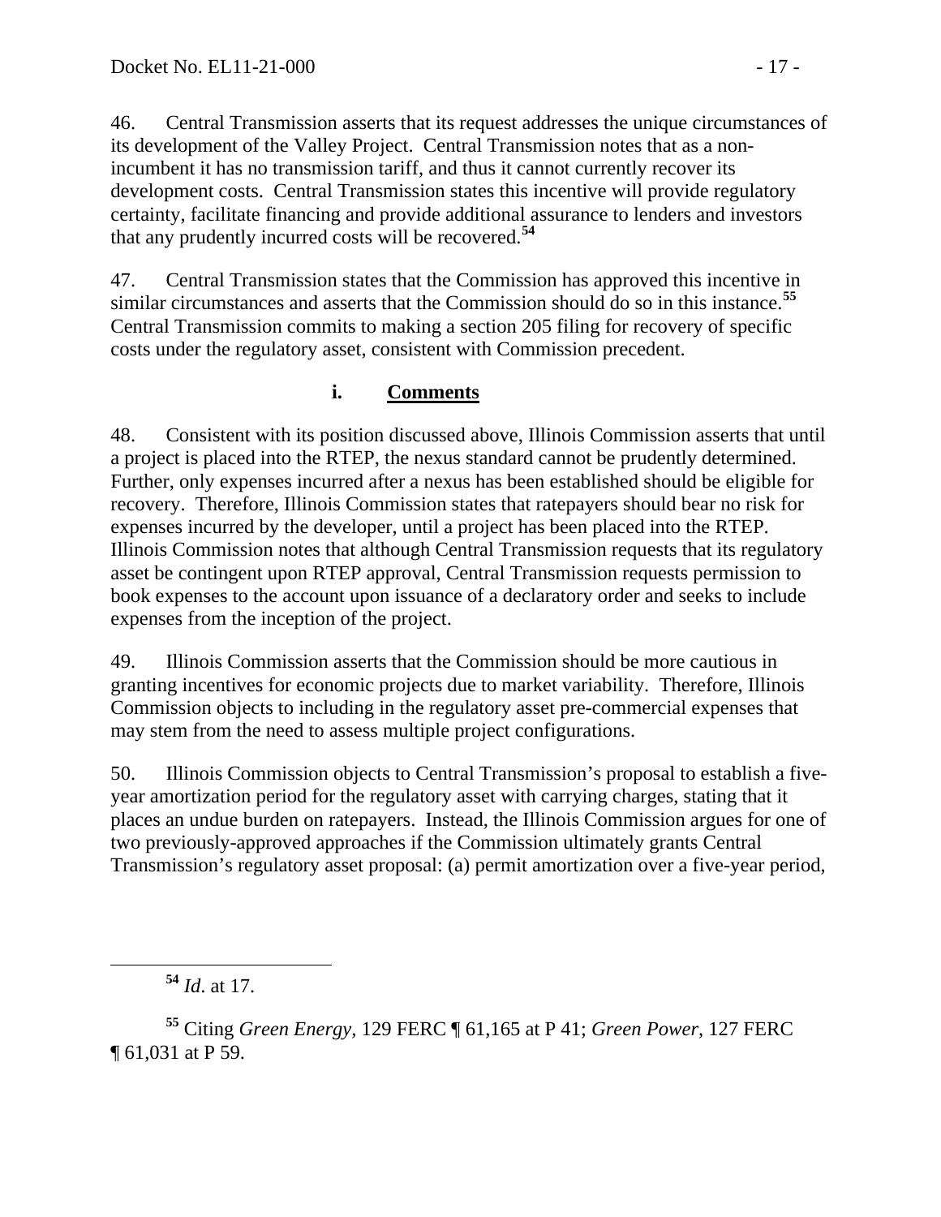46. Central Transmission asserts that its request addresses the unique circumstances of its development of the Valley Project. Central Transmission notes that as a non-incumbent it has no transmission tariff, and thus it cannot currently recover its development costs. Central Transmission states this incentive will provide regulatory certainty, facilitate financing and provide additional assurance to lenders and investors that any prudently incurred costs will be recovered.[54]

47. Central Transmission states that the Commission has approved this incentive in similar circumstances and asserts that the Commission should do so in this instance.[55] Central Transmission commits to making a section 205 filing for recovery of specific costs under the regulatory asset, consistent with Commission precedent.

#### i. **Comments**

48. Consistent with its position discussed above, Illinois Commission asserts that until a project is placed into the RTEP, the nexus standard cannot be prudently determined. Further, only expenses incurred after a nexus has been established should be eligible for recovery. Therefore, Illinois Commission states that ratepayers should bear no risk for expenses incurred by the developer, until a project has been placed into the RTEP. Illinois Commission notes that although Central Transmission requests that its regulatory asset be contingent upon RTEP approval, Central Transmission requests permission to book expenses to the account upon issuance of a declaratory order and seeks to include expenses from the inception of the project.

49. Illinois Commission asserts that the Commission should be more cautious in granting incentives for economic projects due to market variability. Therefore, Illinois Commission objects to including in the regulatory asset pre-commercial expenses that may stem from the need to assess multiple project configurations.

50. Illinois Commission objects to Central Transmission's proposal to establish a five-year amortization period for the regulatory asset with carrying charges, stating that it places an undue burden on ratepayers. Instead, the Illinois Commission argues for one of two previously-approved approaches if the Commission ultimately grants Central Transmission's regulatory asset proposal: (a) permit amortization over a five-year period,

---

[54] *Id*. at 17.

[55] Citing *Green Energy*, 129 FERC ¶ 61,165 at P 41; *Green Power*, 127 FERC ¶ 61,031 at P 59.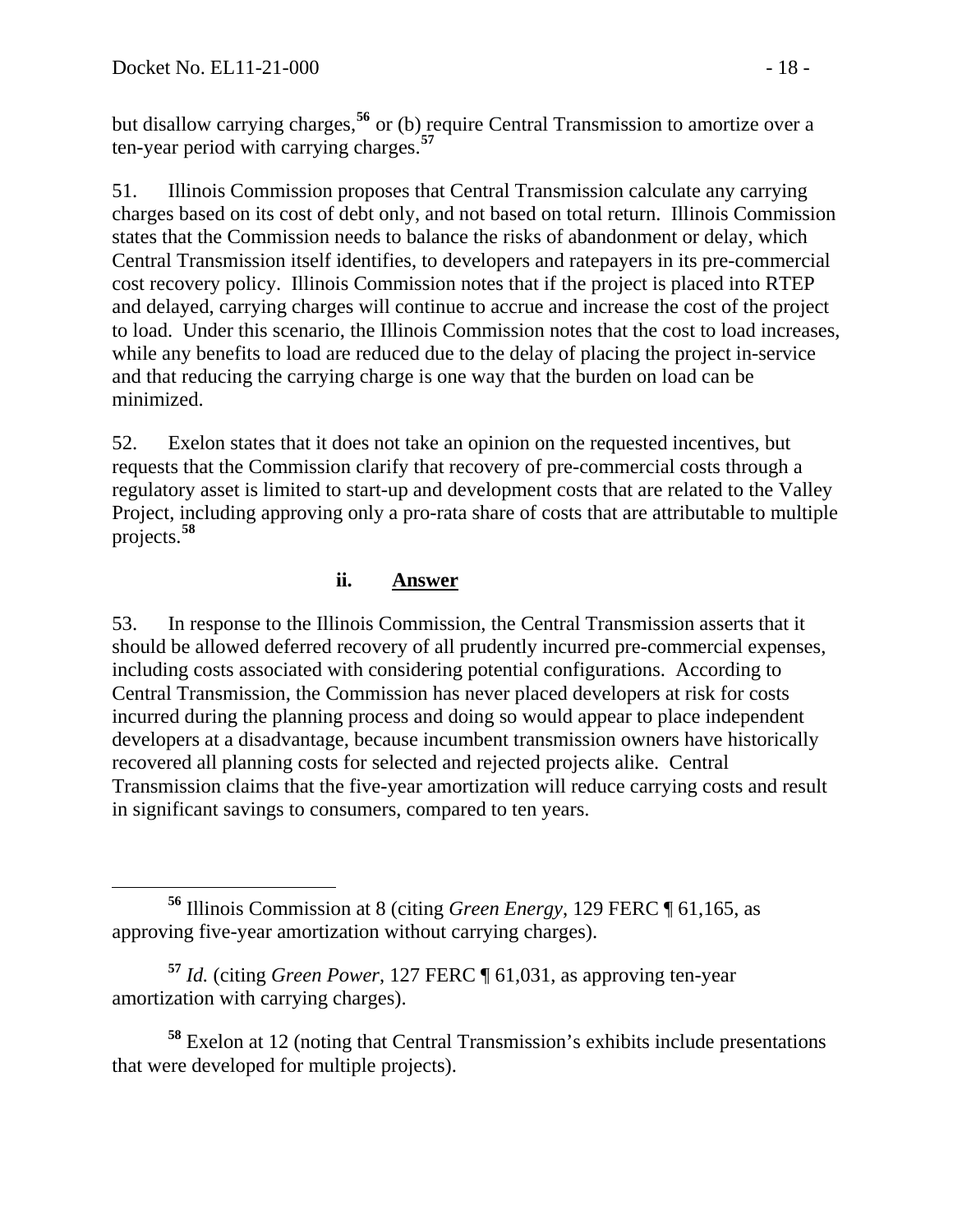but disallow carrying charges,[56] or (b) require Central Transmission to amortize over a ten-year period with carrying charges.[57]

51. Illinois Commission proposes that Central Transmission calculate any carrying charges based on its cost of debt only, and not based on total return. Illinois Commission states that the Commission needs to balance the risks of abandonment or delay, which Central Transmission itself identifies, to developers and ratepayers in its pre-commercial cost recovery policy. Illinois Commission notes that if the project is placed into RTEP and delayed, carrying charges will continue to accrue and increase the cost of the project to load. Under this scenario, the Illinois Commission notes that the cost to load increases, while any benefits to load are reduced due to the delay of placing the project in-service and that reducing the carrying charge is one way that the burden on load can be minimized.

52. Exelon states that it does not take an opinion on the requested incentives, but requests that the Commission clarify that recovery of pre-commercial costs through a regulatory asset is limited to start-up and development costs that are related to the Valley Project, including approving only a pro-rata share of costs that are attributable to multiple projects.[58]

### ii. Answer

53. In response to the Illinois Commission, the Central Transmission asserts that it should be allowed deferred recovery of all prudently incurred pre-commercial expenses, including costs associated with considering potential configurations. According to Central Transmission, the Commission has never placed developers at risk for costs incurred during the planning process and doing so would appear to place independent developers at a disadvantage, because incumbent transmission owners have historically recovered all planning costs for selected and rejected projects alike. Central Transmission claims that the five-year amortization will reduce carrying costs and result in significant savings to consumers, compared to ten years.

---

[56] Illinois Commission at 8 (citing *Green Energy*, 129 FERC ¶ 61,165, as approving five-year amortization without carrying charges).

[57] *Id.* (citing *Green Power*, 127 FERC ¶ 61,031, as approving ten-year amortization with carrying charges).

[58] Exelon at 12 (noting that Central Transmission's exhibits include presentations that were developed for multiple projects).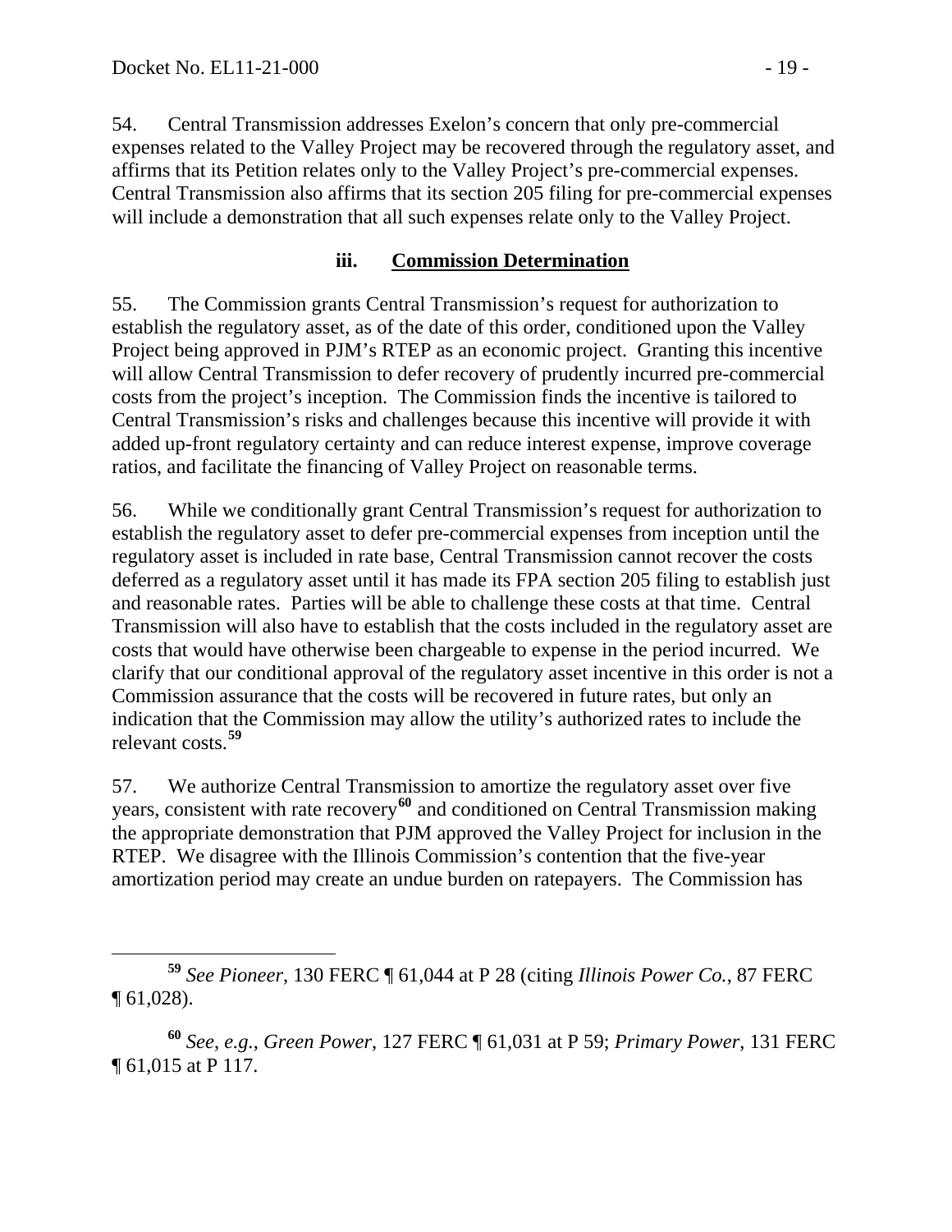54. Central Transmission addresses Exelon's concern that only pre-commercial expenses related to the Valley Project may be recovered through the regulatory asset, and affirms that its Petition relates only to the Valley Project's pre-commercial expenses. Central Transmission also affirms that its section 205 filing for pre-commercial expenses will include a demonstration that all such expenses relate only to the Valley Project.

### iii. Commission Determination

55. The Commission grants Central Transmission's request for authorization to establish the regulatory asset, as of the date of this order, conditioned upon the Valley Project being approved in PJM's RTEP as an economic project. Granting this incentive will allow Central Transmission to defer recovery of prudently incurred pre-commercial costs from the project's inception. The Commission finds the incentive is tailored to Central Transmission's risks and challenges because this incentive will provide it with added up-front regulatory certainty and can reduce interest expense, improve coverage ratios, and facilitate the financing of Valley Project on reasonable terms.

56. While we conditionally grant Central Transmission's request for authorization to establish the regulatory asset to defer pre-commercial expenses from inception until the regulatory asset is included in rate base, Central Transmission cannot recover the costs deferred as a regulatory asset until it has made its FPA section 205 filing to establish just and reasonable rates. Parties will be able to challenge these costs at that time. Central Transmission will also have to establish that the costs included in the regulatory asset are costs that would have otherwise been chargeable to expense in the period incurred. We clarify that our conditional approval of the regulatory asset incentive in this order is not a Commission assurance that the costs will be recovered in future rates, but only an indication that the Commission may allow the utility's authorized rates to include the relevant costs.[59]

57. We authorize Central Transmission to amortize the regulatory asset over five years, consistent with rate recovery[60] and conditioned on Central Transmission making the appropriate demonstration that PJM approved the Valley Project for inclusion in the RTEP. We disagree with the Illinois Commission's contention that the five-year amortization period may create an undue burden on ratepayers. The Commission has

---

[59] *See Pioneer*, 130 FERC ¶ 61,044 at P 28 (citing *Illinois Power Co.*, 87 FERC ¶ 61,028).

[60] *See*, *e.g.*, *Green Power*, 127 FERC ¶ 61,031 at P 59; *Primary Power*, 131 FERC ¶ 61,015 at P 117.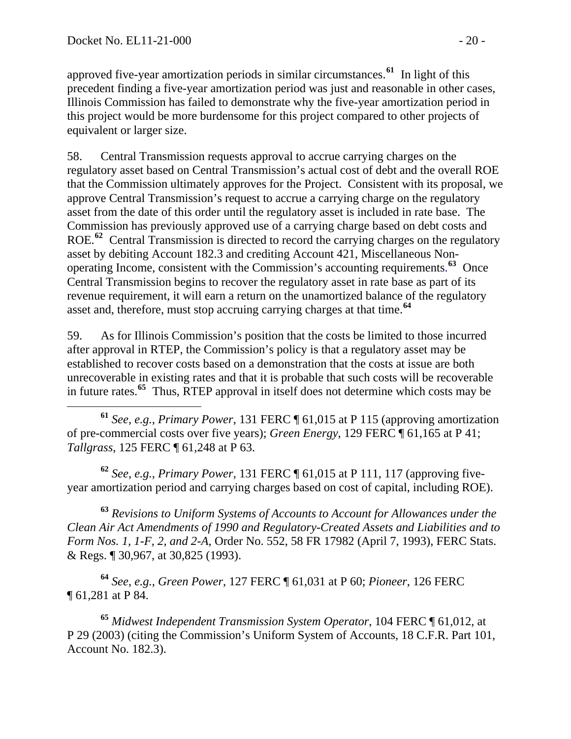approved five-year amortization periods in similar circumstances.[61] In light of this precedent finding a five-year amortization period was just and reasonable in other cases, Illinois Commission has failed to demonstrate why the five-year amortization period in this project would be more burdensome for this project compared to other projects of equivalent or larger size.

58. Central Transmission requests approval to accrue carrying charges on the regulatory asset based on Central Transmission's actual cost of debt and the overall ROE that the Commission ultimately approves for the Project. Consistent with its proposal, we approve Central Transmission's request to accrue a carrying charge on the regulatory asset from the date of this order until the regulatory asset is included in rate base. The Commission has previously approved use of a carrying charge based on debt costs and ROE.[62] Central Transmission is directed to record the carrying charges on the regulatory asset by debiting Account 182.3 and crediting Account 421, Miscellaneous Non-operating Income, consistent with the Commission's accounting requirements.[63] Once Central Transmission begins to recover the regulatory asset in rate base as part of its revenue requirement, it will earn a return on the unamortized balance of the regulatory asset and, therefore, must stop accruing carrying charges at that time.[64]

59. As for Illinois Commission's position that the costs be limited to those incurred after approval in RTEP, the Commission's policy is that a regulatory asset may be established to recover costs based on a demonstration that the costs at issue are both unrecoverable in existing rates and that it is probable that such costs will be recoverable in future rates.[65] Thus, RTEP approval in itself does not determine which costs may be

---

[61] *See, e.g.*, *Primary Power*, 131 FERC ¶ 61,015 at P 115 (approving amortization of pre-commercial costs over five years); *Green Energy*, 129 FERC ¶ 61,165 at P 41; *Tallgrass*, 125 FERC ¶ 61,248 at P 63.

[62] *See, e.g.*, *Primary Power*, 131 FERC ¶ 61,015 at P 111, 117 (approving five-year amortization period and carrying charges based on cost of capital, including ROE).

[63] *Revisions to Uniform Systems of Accounts to Account for Allowances under the Clean Air Act Amendments of 1990 and Regulatory-Created Assets and Liabilities and to Form Nos. 1, 1-F, 2, and 2-A*, Order No. 552, 58 FR 17982 (April 7, 1993), FERC Stats. & Regs. ¶ 30,967, at 30,825 (1993).

[64] *See, e.g.*, *Green Power*, 127 FERC ¶ 61,031 at P 60; *Pioneer*, 126 FERC ¶ 61,281 at P 84.

[65] *Midwest Independent Transmission System Operator*, 104 FERC ¶ 61,012, at P 29 (2003) (citing the Commission's Uniform System of Accounts, 18 C.F.R. Part 101, Account No. 182.3).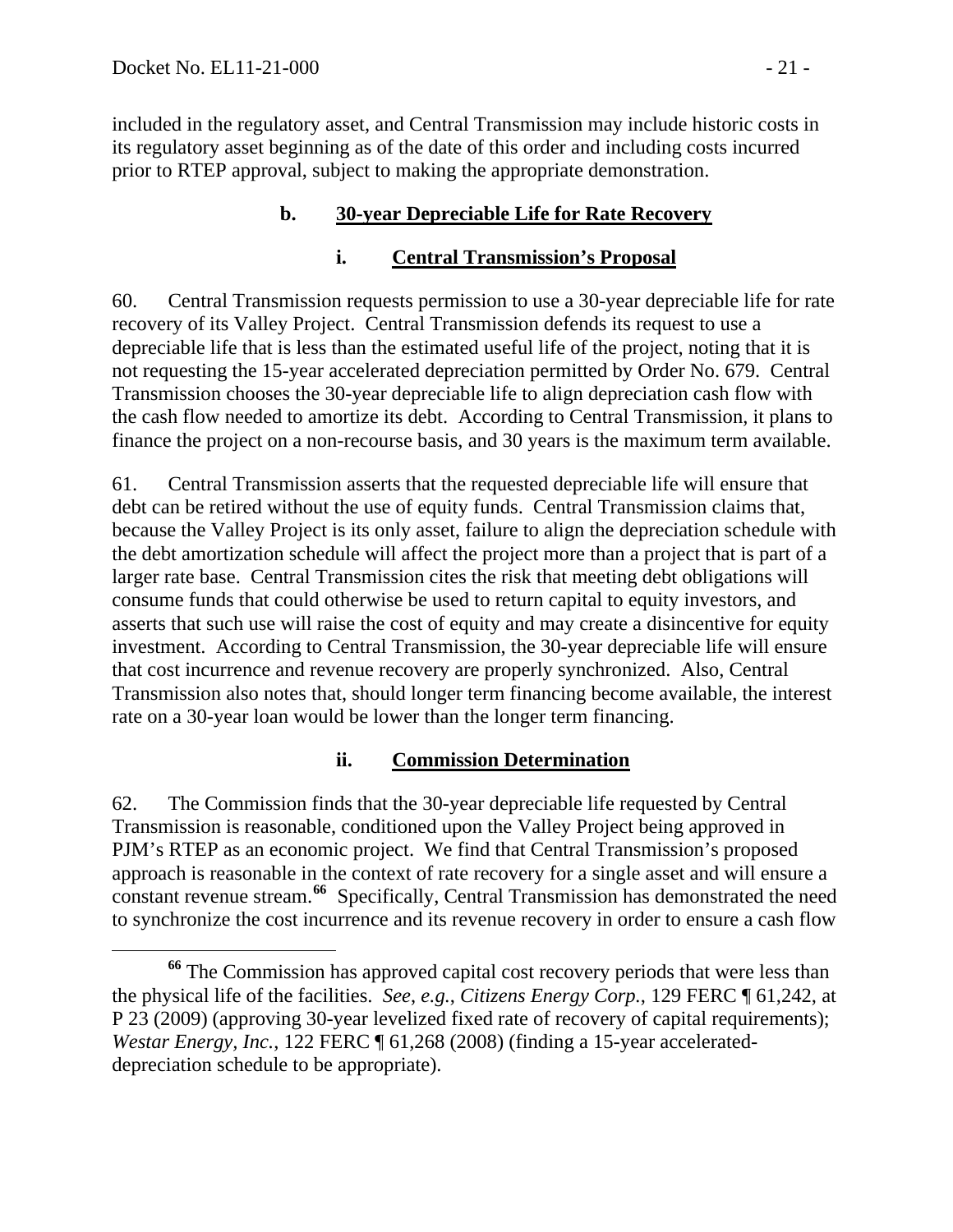included in the regulatory asset, and Central Transmission may include historic costs in its regulatory asset beginning as of the date of this order and including costs incurred prior to RTEP approval, subject to making the appropriate demonstration.

### b. 30-year Depreciable Life for Rate Recovery

#### i. Central Transmission's Proposal

60. Central Transmission requests permission to use a 30-year depreciable life for rate recovery of its Valley Project. Central Transmission defends its request to use a depreciable life that is less than the estimated useful life of the project, noting that it is not requesting the 15-year accelerated depreciation permitted by Order No. 679. Central Transmission chooses the 30-year depreciable life to align depreciation cash flow with the cash flow needed to amortize its debt. According to Central Transmission, it plans to finance the project on a non-recourse basis, and 30 years is the maximum term available.

61. Central Transmission asserts that the requested depreciable life will ensure that debt can be retired without the use of equity funds. Central Transmission claims that, because the Valley Project is its only asset, failure to align the depreciation schedule with the debt amortization schedule will affect the project more than a project that is part of a larger rate base. Central Transmission cites the risk that meeting debt obligations will consume funds that could otherwise be used to return capital to equity investors, and asserts that such use will raise the cost of equity and may create a disincentive for equity investment. According to Central Transmission, the 30-year depreciable life will ensure that cost incurrence and revenue recovery are properly synchronized. Also, Central Transmission also notes that, should longer term financing become available, the interest rate on a 30-year loan would be lower than the longer term financing.

#### ii. Commission Determination

62. The Commission finds that the 30-year depreciable life requested by Central Transmission is reasonable, conditioned upon the Valley Project being approved in PJM's RTEP as an economic project. We find that Central Transmission's proposed approach is reasonable in the context of rate recovery for a single asset and will ensure a constant revenue stream.[66] Specifically, Central Transmission has demonstrated the need to synchronize the cost incurrence and its revenue recovery in order to ensure a cash flow

---

[66] The Commission has approved capital cost recovery periods that were less than the physical life of the facilities. *See, e.g.*, *Citizens Energy Corp.*, 129 FERC ¶ 61,242, at P 23 (2009) (approving 30-year levelized fixed rate of recovery of capital requirements); *Westar Energy, Inc.*, 122 FERC ¶ 61,268 (2008) (finding a 15-year accelerated-depreciation schedule to be appropriate).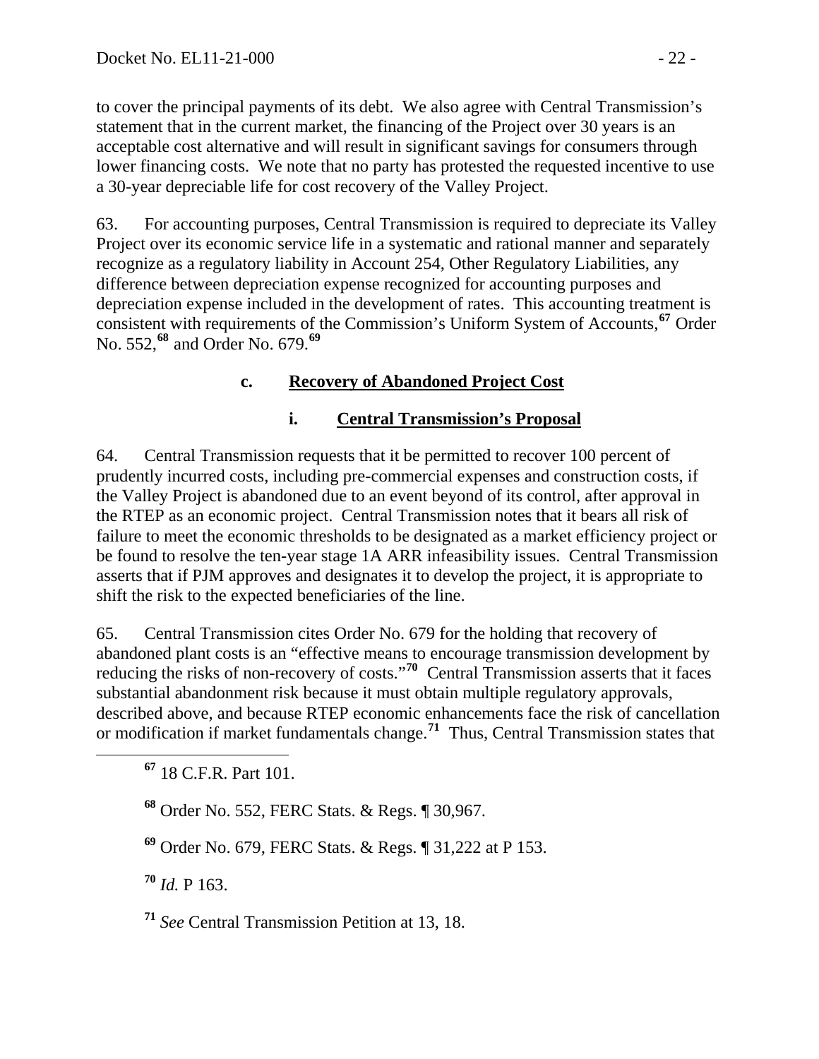to cover the principal payments of its debt. We also agree with Central Transmission's statement that in the current market, the financing of the Project over 30 years is an acceptable cost alternative and will result in significant savings for consumers through lower financing costs. We note that no party has protested the requested incentive to use a 30-year depreciable life for cost recovery of the Valley Project.

63. For accounting purposes, Central Transmission is required to depreciate its Valley Project over its economic service life in a systematic and rational manner and separately recognize as a regulatory liability in Account 254, Other Regulatory Liabilities, any difference between depreciation expense recognized for accounting purposes and depreciation expense included in the development of rates. This accounting treatment is consistent with requirements of the Commission's Uniform System of Accounts,[67] Order No. 552,[68] and Order No. 679.[69]

### c. Recovery of Abandoned Project Cost

#### i. Central Transmission's Proposal

64. Central Transmission requests that it be permitted to recover 100 percent of prudently incurred costs, including pre-commercial expenses and construction costs, if the Valley Project is abandoned due to an event beyond of its control, after approval in the RTEP as an economic project. Central Transmission notes that it bears all risk of failure to meet the economic thresholds to be designated as a market efficiency project or be found to resolve the ten-year stage 1A ARR infeasibility issues. Central Transmission asserts that if PJM approves and designates it to develop the project, it is appropriate to shift the risk to the expected beneficiaries of the line.

65. Central Transmission cites Order No. 679 for the holding that recovery of abandoned plant costs is an "effective means to encourage transmission development by reducing the risks of non-recovery of costs."[70] Central Transmission asserts that it faces substantial abandonment risk because it must obtain multiple regulatory approvals, described above, and because RTEP economic enhancements face the risk of cancellation or modification if market fundamentals change.[71] Thus, Central Transmission states that

---

[67] 18 C.F.R. Part 101.

[68] Order No. 552, FERC Stats. & Regs. ¶ 30,967.

[69] Order No. 679, FERC Stats. & Regs. ¶ 31,222 at P 153.

[70] *Id.* P 163.

[71] *See* Central Transmission Petition at 13, 18.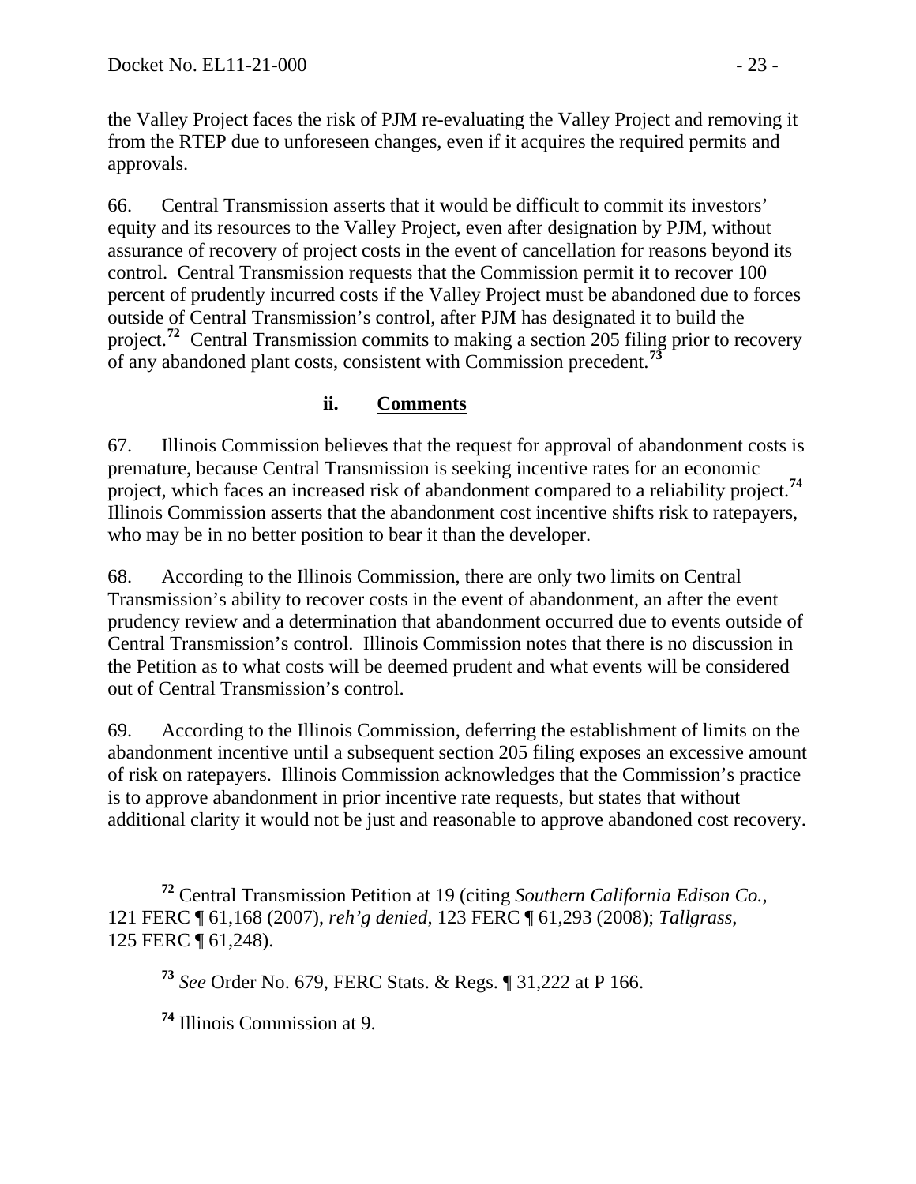the Valley Project faces the risk of PJM re-evaluating the Valley Project and removing it from the RTEP due to unforeseen changes, even if it acquires the required permits and approvals.

66. Central Transmission asserts that it would be difficult to commit its investors' equity and its resources to the Valley Project, even after designation by PJM, without assurance of recovery of project costs in the event of cancellation for reasons beyond its control. Central Transmission requests that the Commission permit it to recover 100 percent of prudently incurred costs if the Valley Project must be abandoned due to forces outside of Central Transmission's control, after PJM has designated it to build the project.[72] Central Transmission commits to making a section 205 filing prior to recovery of any abandoned plant costs, consistent with Commission precedent.[73]

### ii. Comments

67. Illinois Commission believes that the request for approval of abandonment costs is premature, because Central Transmission is seeking incentive rates for an economic project, which faces an increased risk of abandonment compared to a reliability project.[74] Illinois Commission asserts that the abandonment cost incentive shifts risk to ratepayers, who may be in no better position to bear it than the developer.

68. According to the Illinois Commission, there are only two limits on Central Transmission's ability to recover costs in the event of abandonment, an after the event prudency review and a determination that abandonment occurred due to events outside of Central Transmission's control. Illinois Commission notes that there is no discussion in the Petition as to what costs will be deemed prudent and what events will be considered out of Central Transmission's control.

69. According to the Illinois Commission, deferring the establishment of limits on the abandonment incentive until a subsequent section 205 filing exposes an excessive amount of risk on ratepayers. Illinois Commission acknowledges that the Commission's practice is to approve abandonment in prior incentive rate requests, but states that without additional clarity it would not be just and reasonable to approve abandoned cost recovery.

---

[72] Central Transmission Petition at 19 (citing *Southern California Edison Co.*, 121 FERC ¶ 61,168 (2007), *reh'g denied*, 123 FERC ¶ 61,293 (2008); *Tallgrass*, 125 FERC ¶ 61,248).

[73] *See* Order No. 679, FERC Stats. & Regs. ¶ 31,222 at P 166.

[74] Illinois Commission at 9.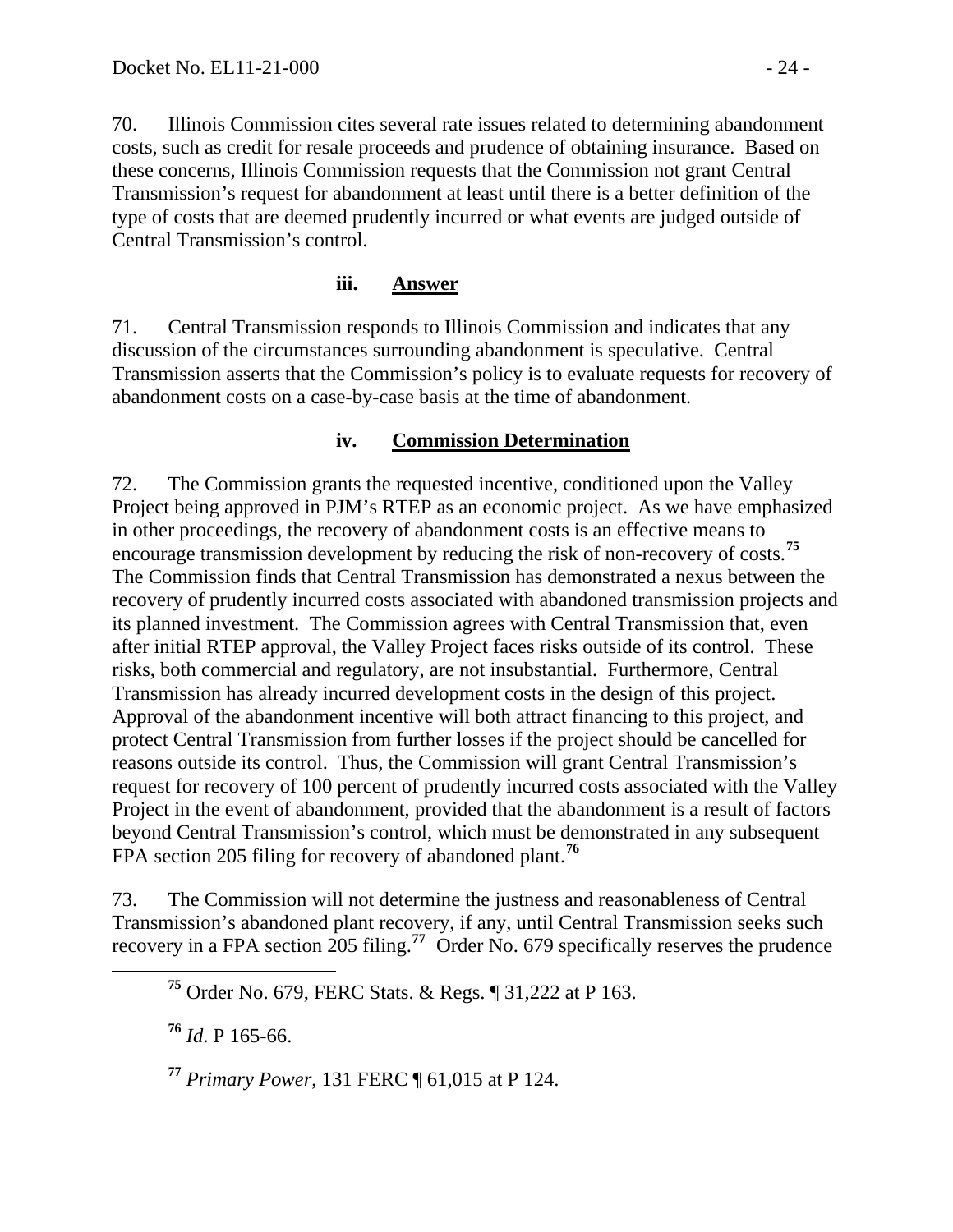70. Illinois Commission cites several rate issues related to determining abandonment costs, such as credit for resale proceeds and prudence of obtaining insurance. Based on these concerns, Illinois Commission requests that the Commission not grant Central Transmission's request for abandonment at least until there is a better definition of the type of costs that are deemed prudently incurred or what events are judged outside of Central Transmission's control.

### iii. Answer

71. Central Transmission responds to Illinois Commission and indicates that any discussion of the circumstances surrounding abandonment is speculative. Central Transmission asserts that the Commission's policy is to evaluate requests for recovery of abandonment costs on a case-by-case basis at the time of abandonment.

### iv. Commission Determination

72. The Commission grants the requested incentive, conditioned upon the Valley Project being approved in PJM's RTEP as an economic project. As we have emphasized in other proceedings, the recovery of abandonment costs is an effective means to encourage transmission development by reducing the risk of non-recovery of costs.[75] The Commission finds that Central Transmission has demonstrated a nexus between the recovery of prudently incurred costs associated with abandoned transmission projects and its planned investment. The Commission agrees with Central Transmission that, even after initial RTEP approval, the Valley Project faces risks outside of its control. These risks, both commercial and regulatory, are not insubstantial. Furthermore, Central Transmission has already incurred development costs in the design of this project. Approval of the abandonment incentive will both attract financing to this project, and protect Central Transmission from further losses if the project should be cancelled for reasons outside its control. Thus, the Commission will grant Central Transmission's request for recovery of 100 percent of prudently incurred costs associated with the Valley Project in the event of abandonment, provided that the abandonment is a result of factors beyond Central Transmission's control, which must be demonstrated in any subsequent FPA section 205 filing for recovery of abandoned plant.[76]

73. The Commission will not determine the justness and reasonableness of Central Transmission's abandoned plant recovery, if any, until Central Transmission seeks such recovery in a FPA section 205 filing.[77] Order No. 679 specifically reserves the prudence

---

[75] Order No. 679, FERC Stats. & Regs. ¶ 31,222 at P 163.

[76] *Id*. P 165-66.

[77] *Primary Power*, 131 FERC ¶ 61,015 at P 124.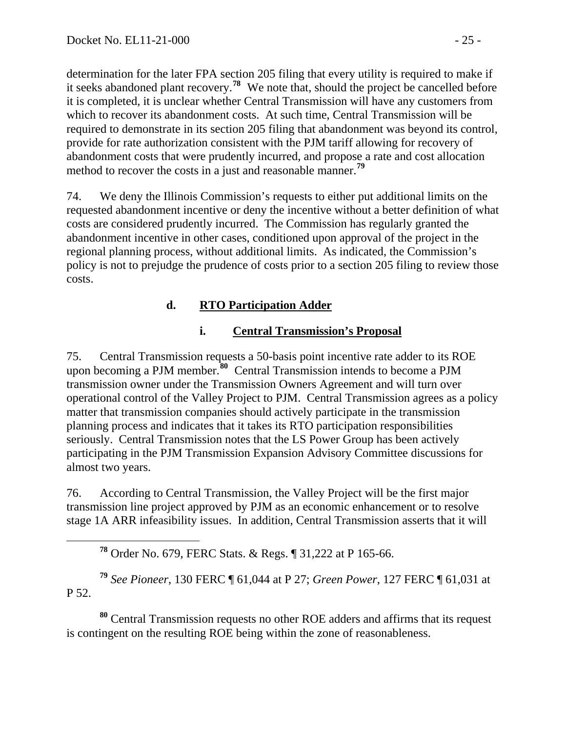determination for the later FPA section 205 filing that every utility is required to make if it seeks abandoned plant recovery.[78] We note that, should the project be cancelled before it is completed, it is unclear whether Central Transmission will have any customers from which to recover its abandonment costs. At such time, Central Transmission will be required to demonstrate in its section 205 filing that abandonment was beyond its control, provide for rate authorization consistent with the PJM tariff allowing for recovery of abandonment costs that were prudently incurred, and propose a rate and cost allocation method to recover the costs in a just and reasonable manner.[79]

74. We deny the Illinois Commission's requests to either put additional limits on the requested abandonment incentive or deny the incentive without a better definition of what costs are considered prudently incurred. The Commission has regularly granted the abandonment incentive in other cases, conditioned upon approval of the project in the regional planning process, without additional limits. As indicated, the Commission's policy is not to prejudge the prudence of costs prior to a section 205 filing to review those costs.

#### d. RTO Participation Adder

##### i. Central Transmission's Proposal

75. Central Transmission requests a 50-basis point incentive rate adder to its ROE upon becoming a PJM member.[80] Central Transmission intends to become a PJM transmission owner under the Transmission Owners Agreement and will turn over operational control of the Valley Project to PJM. Central Transmission agrees as a policy matter that transmission companies should actively participate in the transmission planning process and indicates that it takes its RTO participation responsibilities seriously. Central Transmission notes that the LS Power Group has been actively participating in the PJM Transmission Expansion Advisory Committee discussions for almost two years.

76. According to Central Transmission, the Valley Project will be the first major transmission line project approved by PJM as an economic enhancement or to resolve stage 1A ARR infeasibility issues. In addition, Central Transmission asserts that it will

---

[78] Order No. 679, FERC Stats. & Regs. ¶ 31,222 at P 165-66.

[79] *See Pioneer*, 130 FERC ¶ 61,044 at P 27; *Green Power*, 127 FERC ¶ 61,031 at P 52.

[80] Central Transmission requests no other ROE adders and affirms that its request is contingent on the resulting ROE being within the zone of reasonableness.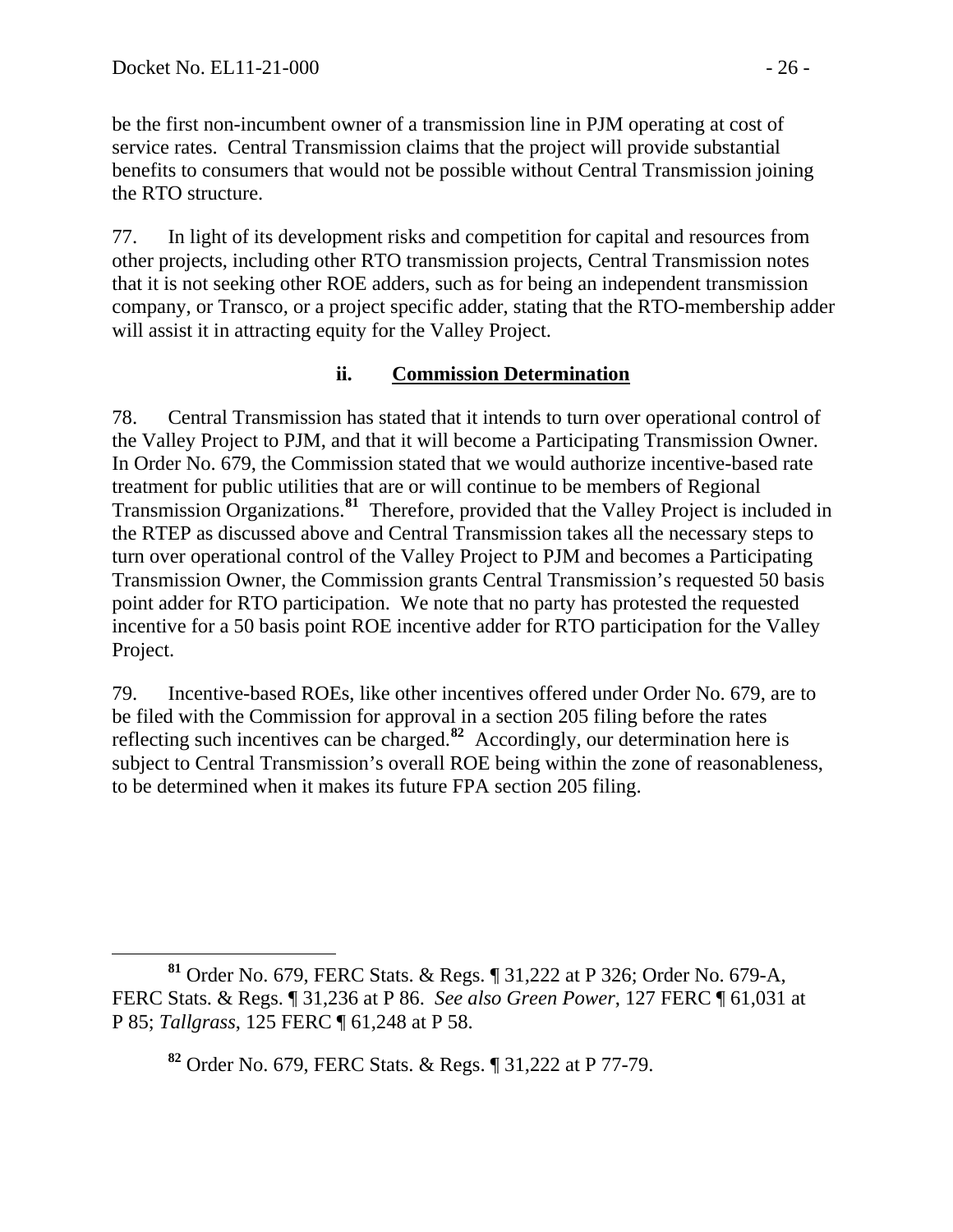be the first non-incumbent owner of a transmission line in PJM operating at cost of service rates. Central Transmission claims that the project will provide substantial benefits to consumers that would not be possible without Central Transmission joining the RTO structure.

77. In light of its development risks and competition for capital and resources from other projects, including other RTO transmission projects, Central Transmission notes that it is not seeking other ROE adders, such as for being an independent transmission company, or Transco, or a project specific adder, stating that the RTO-membership adder will assist it in attracting equity for the Valley Project.

### ii. Commission Determination

78. Central Transmission has stated that it intends to turn over operational control of the Valley Project to PJM, and that it will become a Participating Transmission Owner. In Order No. 679, the Commission stated that we would authorize incentive-based rate treatment for public utilities that are or will continue to be members of Regional Transmission Organizations.[81] Therefore, provided that the Valley Project is included in the RTEP as discussed above and Central Transmission takes all the necessary steps to turn over operational control of the Valley Project to PJM and becomes a Participating Transmission Owner, the Commission grants Central Transmission's requested 50 basis point adder for RTO participation. We note that no party has protested the requested incentive for a 50 basis point ROE incentive adder for RTO participation for the Valley Project.

79. Incentive-based ROEs, like other incentives offered under Order No. 679, are to be filed with the Commission for approval in a section 205 filing before the rates reflecting such incentives can be charged.[82] Accordingly, our determination here is subject to Central Transmission's overall ROE being within the zone of reasonableness, to be determined when it makes its future FPA section 205 filing.

---

[81] Order No. 679, FERC Stats. & Regs. ¶ 31,222 at P 326; Order No. 679-A, FERC Stats. & Regs. ¶ 31,236 at P 86. *See also Green Power,* 127 FERC ¶ 61,031 at P 85; *Tallgrass*, 125 FERC ¶ 61,248 at P 58.

[82] Order No. 679, FERC Stats. & Regs. ¶ 31,222 at P 77-79.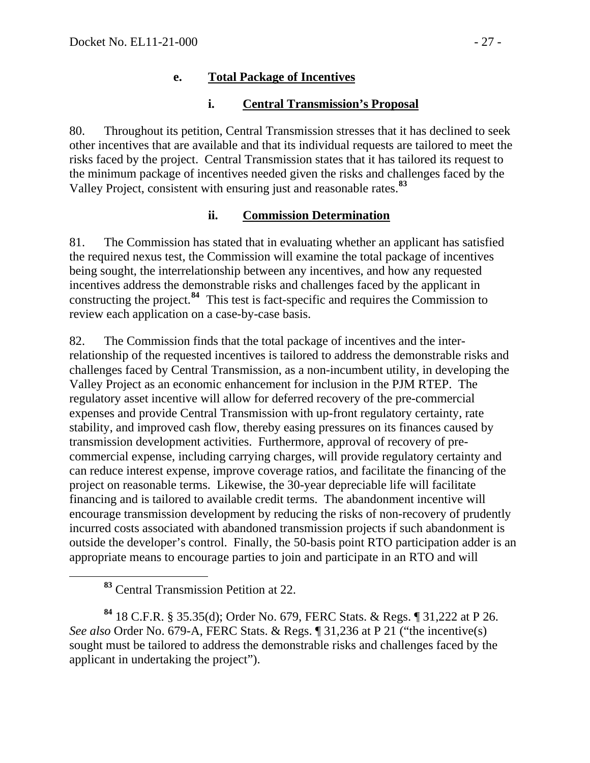#### e. Total Package of Incentives

##### i. Central Transmission's Proposal

80. Throughout its petition, Central Transmission stresses that it has declined to seek other incentives that are available and that its individual requests are tailored to meet the risks faced by the project. Central Transmission states that it has tailored its request to the minimum package of incentives needed given the risks and challenges faced by the Valley Project, consistent with ensuring just and reasonable rates.[83]

##### ii. Commission Determination

81. The Commission has stated that in evaluating whether an applicant has satisfied the required nexus test, the Commission will examine the total package of incentives being sought, the interrelationship between any incentives, and how any requested incentives address the demonstrable risks and challenges faced by the applicant in constructing the project.[84] This test is fact-specific and requires the Commission to review each application on a case-by-case basis.

82. The Commission finds that the total package of incentives and the inter-relationship of the requested incentives is tailored to address the demonstrable risks and challenges faced by Central Transmission, as a non-incumbent utility, in developing the Valley Project as an economic enhancement for inclusion in the PJM RTEP. The regulatory asset incentive will allow for deferred recovery of the pre-commercial expenses and provide Central Transmission with up-front regulatory certainty, rate stability, and improved cash flow, thereby easing pressures on its finances caused by transmission development activities. Furthermore, approval of recovery of pre-commercial expense, including carrying charges, will provide regulatory certainty and can reduce interest expense, improve coverage ratios, and facilitate the financing of the project on reasonable terms. Likewise, the 30-year depreciable life will facilitate financing and is tailored to available credit terms. The abandonment incentive will encourage transmission development by reducing the risks of non-recovery of prudently incurred costs associated with abandoned transmission projects if such abandonment is outside the developer's control. Finally, the 50-basis point RTO participation adder is an appropriate means to encourage parties to join and participate in an RTO and will

---

[83] Central Transmission Petition at 22.

[84] 18 C.F.R. § 35.35(d); Order No. 679, FERC Stats. & Regs. ¶ 31,222 at P 26. *See also* Order No. 679-A, FERC Stats. & Regs. ¶ 31,236 at P 21 ("the incentive(s) sought must be tailored to address the demonstrable risks and challenges faced by the applicant in undertaking the project").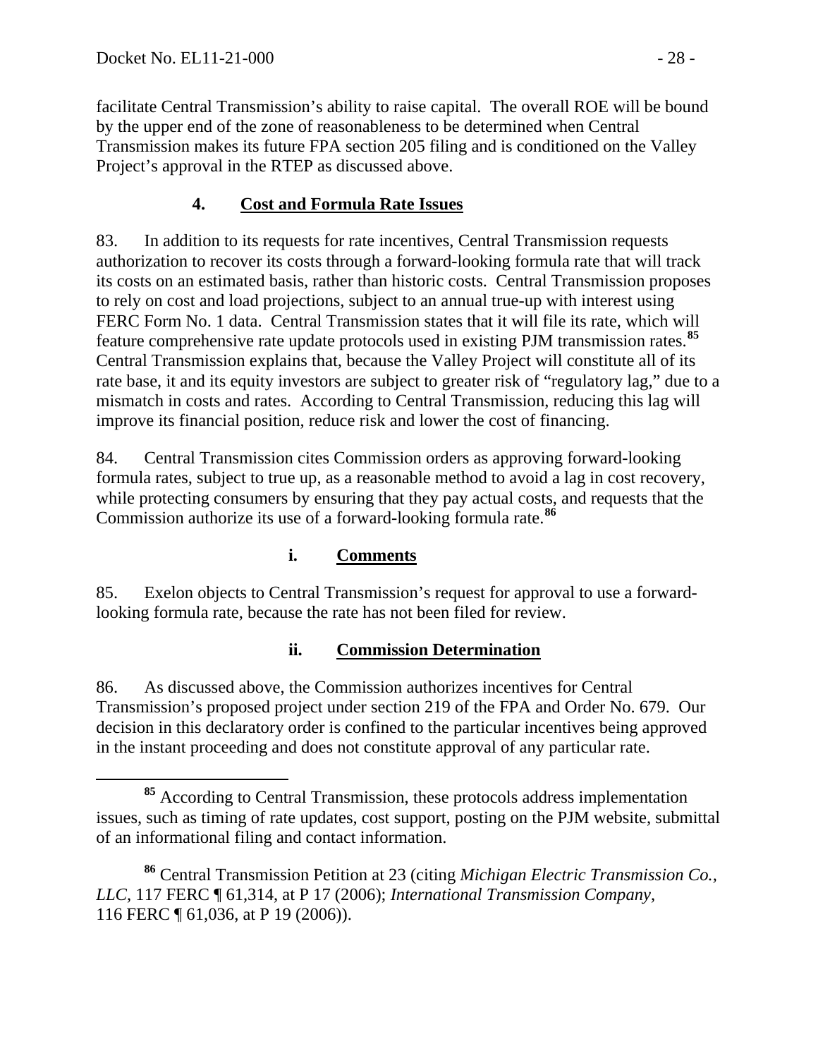facilitate Central Transmission's ability to raise capital. The overall ROE will be bound by the upper end of the zone of reasonableness to be determined when Central Transmission makes its future FPA section 205 filing and is conditioned on the Valley Project's approval in the RTEP as discussed above.

### 4. Cost and Formula Rate Issues

83. In addition to its requests for rate incentives, Central Transmission requests authorization to recover its costs through a forward-looking formula rate that will track its costs on an estimated basis, rather than historic costs. Central Transmission proposes to rely on cost and load projections, subject to an annual true-up with interest using FERC Form No. 1 data. Central Transmission states that it will file its rate, which will feature comprehensive rate update protocols used in existing PJM transmission rates.[85] Central Transmission explains that, because the Valley Project will constitute all of its rate base, it and its equity investors are subject to greater risk of "regulatory lag," due to a mismatch in costs and rates. According to Central Transmission, reducing this lag will improve its financial position, reduce risk and lower the cost of financing.

84. Central Transmission cites Commission orders as approving forward-looking formula rates, subject to true up, as a reasonable method to avoid a lag in cost recovery, while protecting consumers by ensuring that they pay actual costs, and requests that the Commission authorize its use of a forward-looking formula rate.[86]

#### i. Comments

85. Exelon objects to Central Transmission's request for approval to use a forward-looking formula rate, because the rate has not been filed for review.

#### ii. Commission Determination

86. As discussed above, the Commission authorizes incentives for Central Transmission's proposed project under section 219 of the FPA and Order No. 679. Our decision in this declaratory order is confined to the particular incentives being approved in the instant proceeding and does not constitute approval of any particular rate.

---

[85] According to Central Transmission, these protocols address implementation issues, such as timing of rate updates, cost support, posting on the PJM website, submittal of an informational filing and contact information.

[86] Central Transmission Petition at 23 (citing *Michigan Electric Transmission Co., LLC*, 117 FERC ¶ 61,314, at P 17 (2006); *International Transmission Company*, 116 FERC ¶ 61,036, at P 19 (2006)).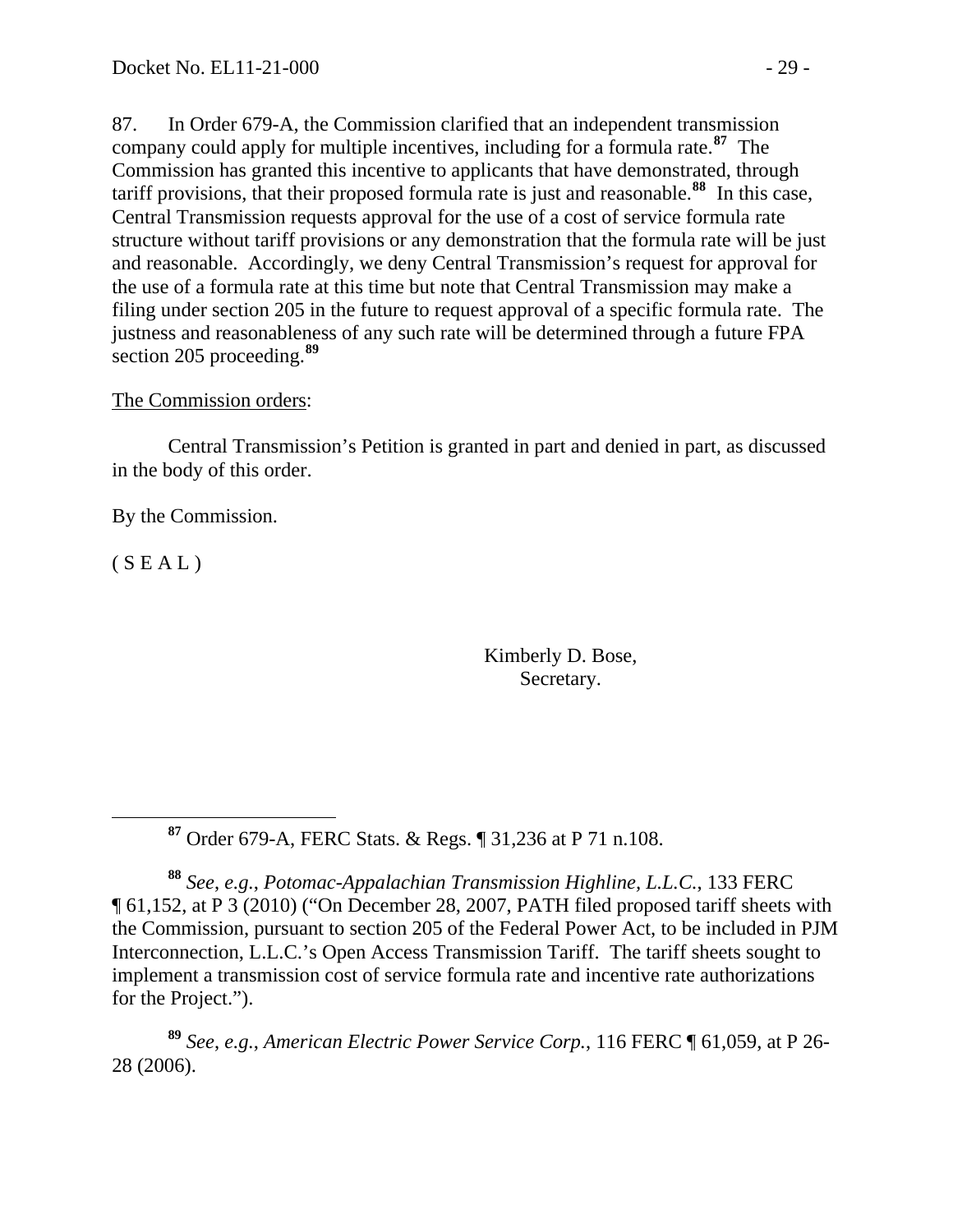87. In Order 679-A, the Commission clarified that an independent transmission company could apply for multiple incentives, including for a formula rate.[87] The Commission has granted this incentive to applicants that have demonstrated, through tariff provisions, that their proposed formula rate is just and reasonable.[88] In this case, Central Transmission requests approval for the use of a cost of service formula rate structure without tariff provisions or any demonstration that the formula rate will be just and reasonable. Accordingly, we deny Central Transmission's request for approval for the use of a formula rate at this time but note that Central Transmission may make a filing under section 205 in the future to request approval of a specific formula rate. The justness and reasonableness of any such rate will be determined through a future FPA section 205 proceeding.[89]

The Commission orders:

Central Transmission's Petition is granted in part and denied in part, as discussed in the body of this order.

By the Commission.

( S E A L )

Kimberly D. Bose,
Secretary.

---

[87] Order 679-A, FERC Stats. & Regs. ¶ 31,236 at P 71 n.108.

[88] *See*, *e.g.*, *Potomac-Appalachian Transmission Highline, L.L.C.*, 133 FERC ¶ 61,152, at P 3 (2010) ("On December 28, 2007, PATH filed proposed tariff sheets with the Commission, pursuant to section 205 of the Federal Power Act, to be included in PJM Interconnection, L.L.C.'s Open Access Transmission Tariff. The tariff sheets sought to implement a transmission cost of service formula rate and incentive rate authorizations for the Project.").

[89] *See*, *e.g.*, *American Electric Power Service Corp.*, 116 FERC ¶ 61,059, at P 26-28 (2006).